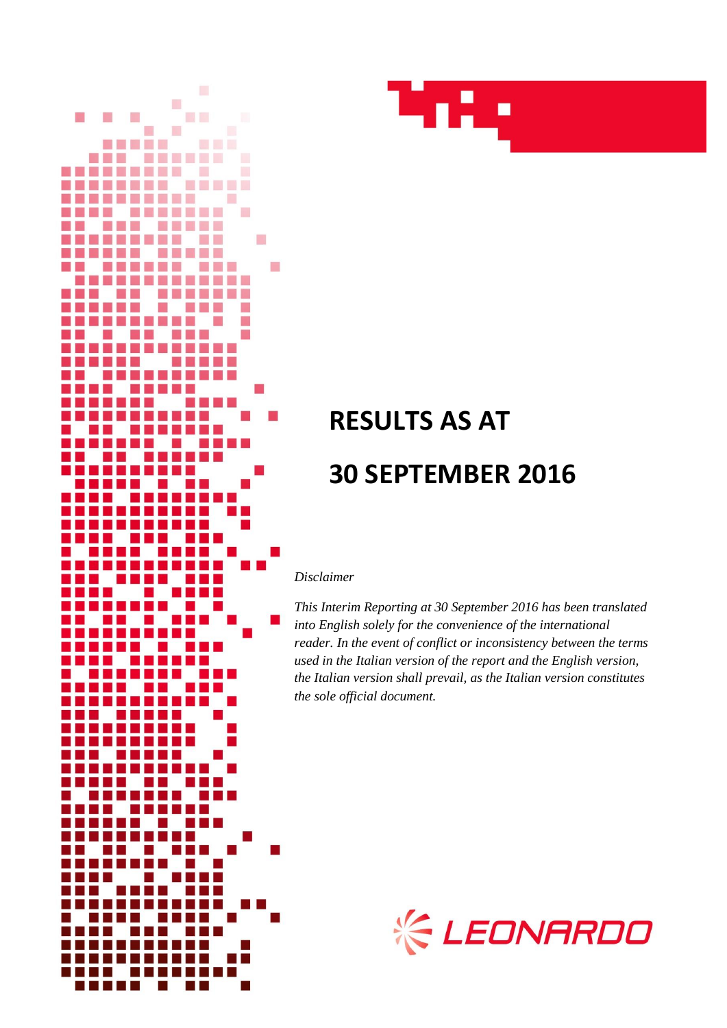# RESULTS AS AT 30 SEPTEMBER 2016

*Disclaimer*

*This Interim Reporting at 30 September 2016 has been translated into English solely for the convenience of the international reader. In the event of conflict or inconsistency between the terms used in the Italian version of the report and the English version, the Italian version shall prevail, as the Italian version constitutes the sole official document.*

LEONARDO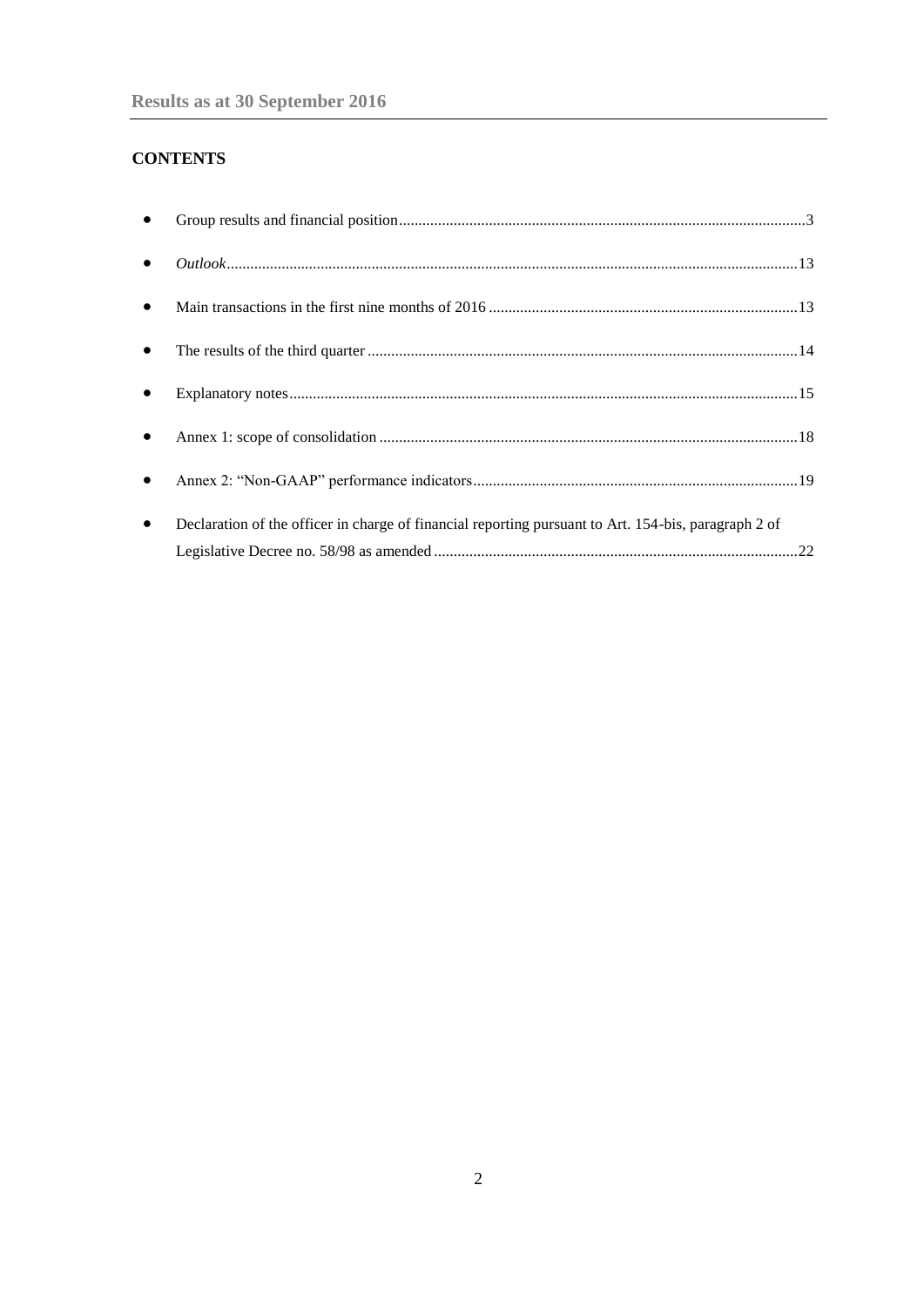## CONTENTS

- Group results and financial position.......................................................................................................3
- *Outlook*.................................................................................................................................................13
- Main transactions in the first nine months of 2016 ..............................................................................13
- The results of the third quarter .............................................................................................................14
- Explanatory notes.................................................................................................................................15
- Annex 1: scope of consolidation ..........................................................................................................18
- Annex 2: "Non-GAAP" performance indicators..................................................................................19
- Declaration of the officer in charge of financial reporting pursuant to Art. 154-bis, paragraph 2 of Legislative Decree no. 58/98 as amended ............................................................................................22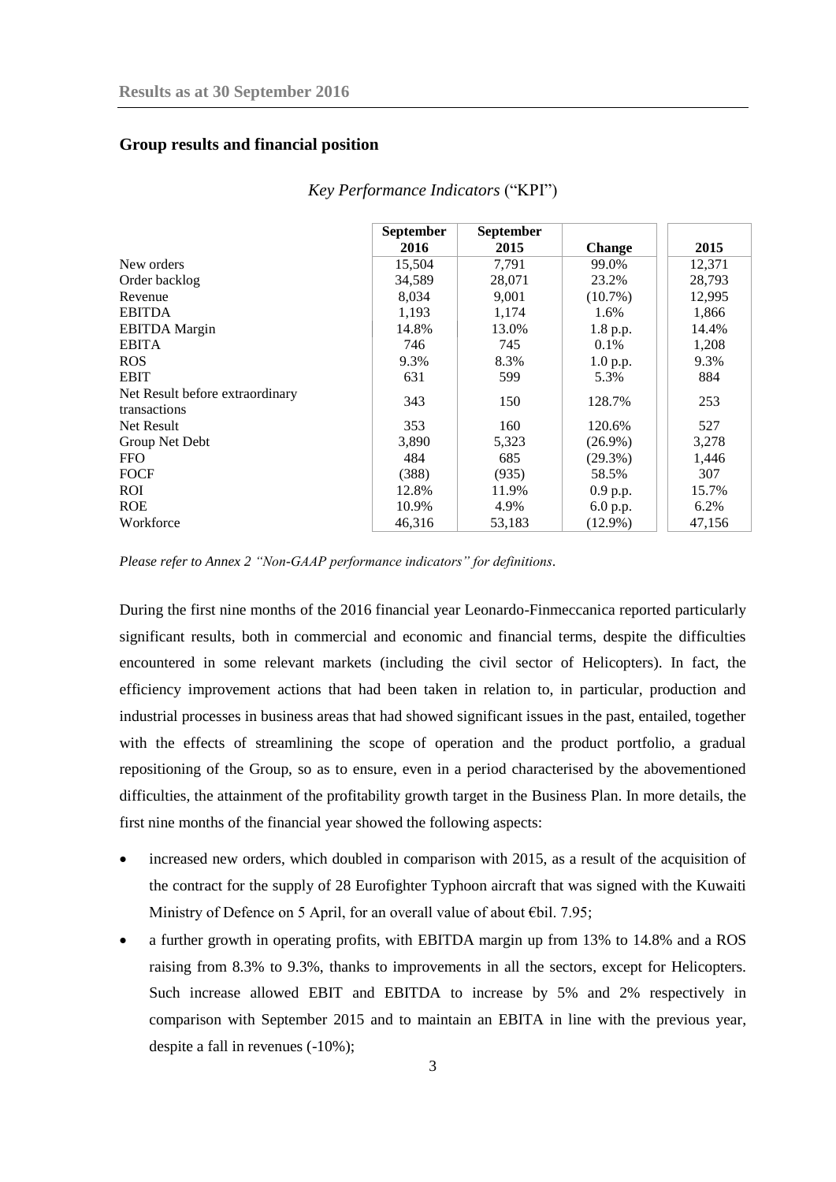## Group results and financial position

*Key Performance Indicators* ("KPI")

| | September 2016 | September 2015 | Change | 2015 |
|---|---|---|---|---|
| New orders | 15,504 | 7,791 | 99.0% | 12,371 |
| Order backlog | 34,589 | 28,071 | 23.2% | 28,793 |
| Revenue | 8,034 | 9,001 | (10.7%) | 12,995 |
| EBITDA | 1,193 | 1,174 | 1.6% | 1,866 |
| EBITDA Margin | 14.8% | 13.0% | 1.8 p.p. | 14.4% |
| EBITA | 746 | 745 | 0.1% | 1,208 |
| ROS | 9.3% | 8.3% | 1.0 p.p. | 9.3% |
| EBIT | 631 | 599 | 5.3% | 884 |
| Net Result before extraordinary transactions | 343 | 150 | 128.7% | 253 |
| Net Result | 353 | 160 | 120.6% | 527 |
| Group Net Debt | 3,890 | 5,323 | (26.9%) | 3,278 |
| FFO | 484 | 685 | (29.3%) | 1,446 |
| FOCF | (388) | (935) | 58.5% | 307 |
| ROI | 12.8% | 11.9% | 0.9 p.p. | 15.7% |
| ROE | 10.9% | 4.9% | 6.0 p.p. | 6.2% |
| Workforce | 46,316 | 53,183 | (12.9%) | 47,156 |

*Please refer to Annex 2 "Non-GAAP performance indicators" for definitions.*

During the first nine months of the 2016 financial year Leonardo-Finmeccanica reported particularly significant results, both in commercial and economic and financial terms, despite the difficulties encountered in some relevant markets (including the civil sector of Helicopters). In fact, the efficiency improvement actions that had been taken in relation to, in particular, production and industrial processes in business areas that had showed significant issues in the past, entailed, together with the effects of streamlining the scope of operation and the product portfolio, a gradual repositioning of the Group, so as to ensure, even in a period characterised by the abovementioned difficulties, the attainment of the profitability growth target in the Business Plan. In more details, the first nine months of the financial year showed the following aspects:

- increased new orders, which doubled in comparison with 2015, as a result of the acquisition of the contract for the supply of 28 Eurofighter Typhoon aircraft that was signed with the Kuwaiti Ministry of Defence on 5 April, for an overall value of about €bil. 7.95;
- a further growth in operating profits, with EBITDA margin up from 13% to 14.8% and a ROS raising from 8.3% to 9.3%, thanks to improvements in all the sectors, except for Helicopters. Such increase allowed EBIT and EBITDA to increase by 5% and 2% respectively in comparison with September 2015 and to maintain an EBITA in line with the previous year, despite a fall in revenues (-10%);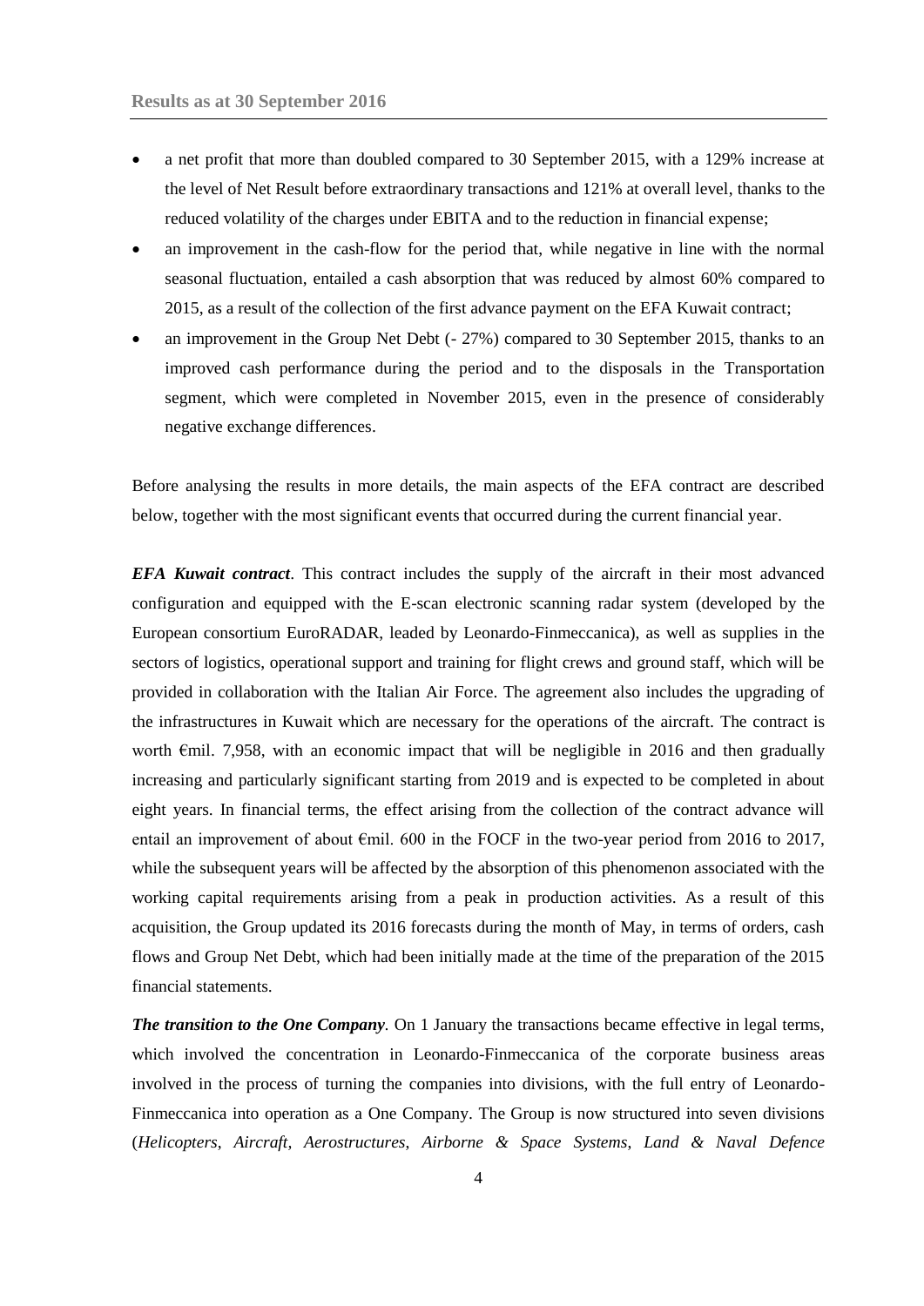- a net profit that more than doubled compared to 30 September 2015, with a 129% increase at the level of Net Result before extraordinary transactions and 121% at overall level, thanks to the reduced volatility of the charges under EBITA and to the reduction in financial expense;
- an improvement in the cash-flow for the period that, while negative in line with the normal seasonal fluctuation, entailed a cash absorption that was reduced by almost 60% compared to 2015, as a result of the collection of the first advance payment on the EFA Kuwait contract;
- an improvement in the Group Net Debt (- 27%) compared to 30 September 2015, thanks to an improved cash performance during the period and to the disposals in the Transportation segment, which were completed in November 2015, even in the presence of considerably negative exchange differences.

Before analysing the results in more details, the main aspects of the EFA contract are described below, together with the most significant events that occurred during the current financial year.

***EFA Kuwait contract***. This contract includes the supply of the aircraft in their most advanced configuration and equipped with the E-scan electronic scanning radar system (developed by the European consortium EuroRADAR, leaded by Leonardo-Finmeccanica), as well as supplies in the sectors of logistics, operational support and training for flight crews and ground staff, which will be provided in collaboration with the Italian Air Force. The agreement also includes the upgrading of the infrastructures in Kuwait which are necessary for the operations of the aircraft. The contract is worth €mil. 7,958, with an economic impact that will be negligible in 2016 and then gradually increasing and particularly significant starting from 2019 and is expected to be completed in about eight years. In financial terms, the effect arising from the collection of the contract advance will entail an improvement of about €mil. 600 in the FOCF in the two-year period from 2016 to 2017, while the subsequent years will be affected by the absorption of this phenomenon associated with the working capital requirements arising from a peak in production activities. As a result of this acquisition, the Group updated its 2016 forecasts during the month of May, in terms of orders, cash flows and Group Net Debt, which had been initially made at the time of the preparation of the 2015 financial statements.

***The transition to the One Company***. On 1 January the transactions became effective in legal terms, which involved the concentration in Leonardo-Finmeccanica of the corporate business areas involved in the process of turning the companies into divisions, with the full entry of Leonardo-Finmeccanica into operation as a One Company. The Group is now structured into seven divisions (*Helicopters*, *Aircraft*, *Aerostructures*, *Airborne & Space Systems*, *Land & Naval Defence*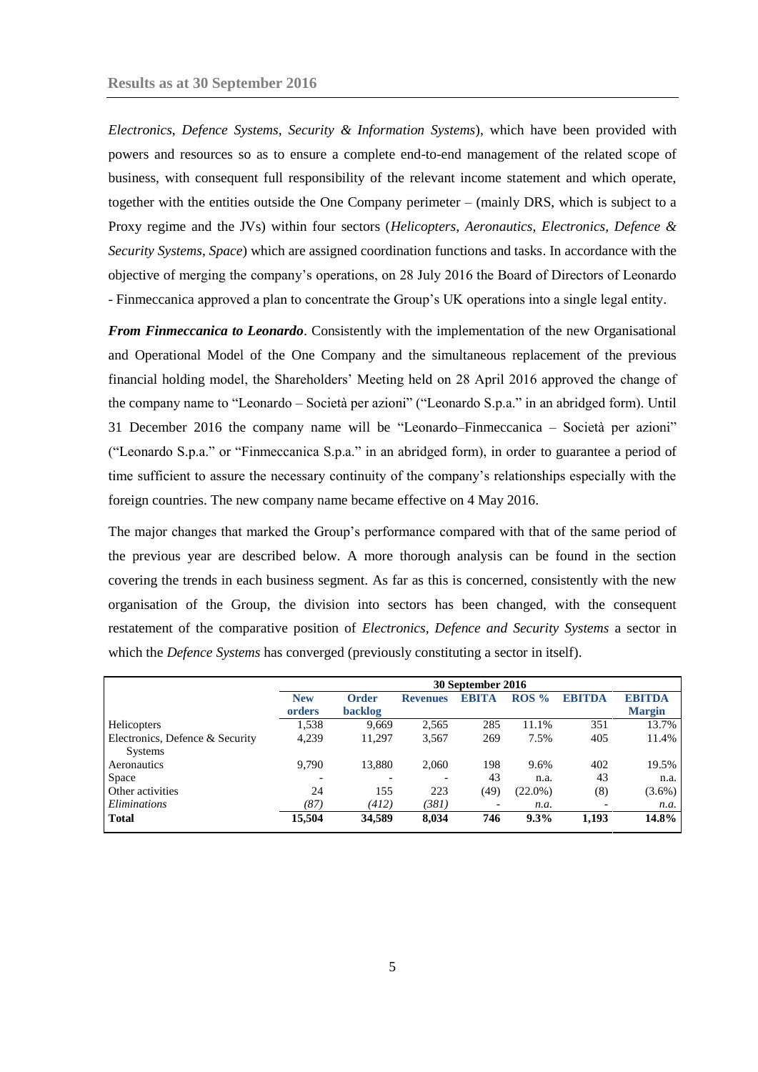*Electronics*, *Defence Systems*, *Security & Information Systems*), which have been provided with powers and resources so as to ensure a complete end-to-end management of the related scope of business, with consequent full responsibility of the relevant income statement and which operate, together with the entities outside the One Company perimeter – (mainly DRS, which is subject to a Proxy regime and the JVs) within four sectors (*Helicopters*, *Aeronautics*, *Electronics*, *Defence & Security Systems*, *Space*) which are assigned coordination functions and tasks. In accordance with the objective of merging the company's operations, on 28 July 2016 the Board of Directors of Leonardo - Finmeccanica approved a plan to concentrate the Group's UK operations into a single legal entity.

***From Finmeccanica to Leonardo***. Consistently with the implementation of the new Organisational and Operational Model of the One Company and the simultaneous replacement of the previous financial holding model, the Shareholders' Meeting held on 28 April 2016 approved the change of the company name to "Leonardo – Società per azioni" ("Leonardo S.p.a." in an abridged form). Until 31 December 2016 the company name will be "Leonardo–Finmeccanica – Società per azioni" ("Leonardo S.p.a." or "Finmeccanica S.p.a." in an abridged form), in order to guarantee a period of time sufficient to assure the necessary continuity of the company's relationships especially with the foreign countries. The new company name became effective on 4 May 2016.

The major changes that marked the Group's performance compared with that of the same period of the previous year are described below. A more thorough analysis can be found in the section covering the trends in each business segment. As far as this is concerned, consistently with the new organisation of the Group, the division into sectors has been changed, with the consequent restatement of the comparative position of *Electronics, Defence and Security Systems* a sector in which the *Defence Systems* has converged (previously constituting a sector in itself).

| | 30 September 2016 | | | | | | |
|---|---|---|---|---|---|---|---|
| | **New orders** | **Order backlog** | **Revenues** | **EBITA** | **ROS %** | **EBITDA** | **EBITDA Margin** |
| Helicopters | 1,538 | 9,669 | 2,565 | 285 | 11.1% | 351 | 13.7% |
| Electronics, Defence & Security Systems | 4,239 | 11,297 | 3,567 | 269 | 7.5% | 405 | 11.4% |
| Aeronautics | 9,790 | 13,880 | 2,060 | 198 | 9.6% | 402 | 19.5% |
| Space | - | - | - | 43 | n.a. | 43 | n.a. |
| Other activities | 24 | 155 | 223 | (49) | (22.0%) | (8) | (3.6%) |
| *Eliminations* | *(87)* | *(412)* | *(381)* | - | *n.a.* | - | *n.a.* |
| **Total** | **15,504** | **34,589** | **8,034** | **746** | **9.3%** | **1,193** | **14.8%** |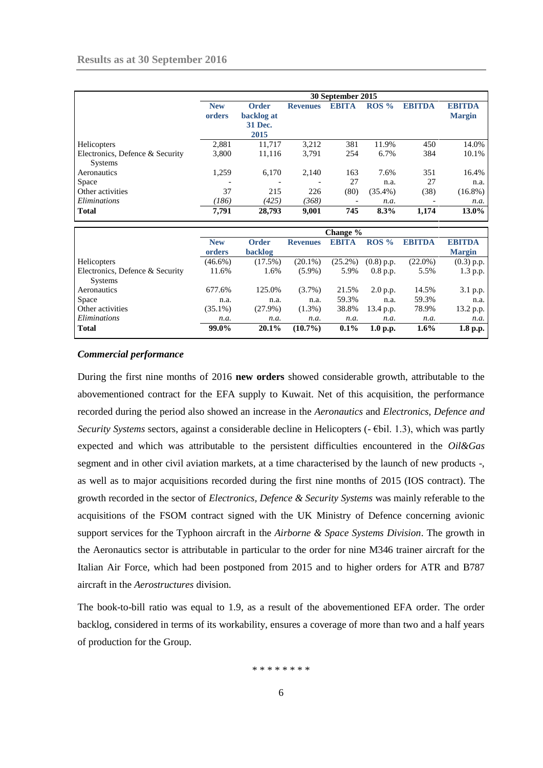| | 30 September 2015 | | | | | | |
|---|---|---|---|---|---|---|---|
| | **New orders** | **Order backlog at 31 Dec. 2015** | **Revenues** | **EBITA** | **ROS %** | **EBITDA** | **EBITDA Margin** |
| Helicopters | 2,881 | 11,717 | 3,212 | 381 | 11.9% | 450 | 14.0% |
| Electronics, Defence & Security Systems | 3,800 | 11,116 | 3,791 | 254 | 6.7% | 384 | 10.1% |
| Aeronautics | 1,259 | 6,170 | 2,140 | 163 | 7.6% | 351 | 16.4% |
| Space | - | - | - | 27 | n.a. | 27 | n.a. |
| Other activities | 37 | 215 | 226 | (80) | (35.4%) | (38) | (16.8%) |
| *Eliminations* | *(186)* | *(425)* | *(368)* | - | *n.a.* | - | *n.a.* |
| **Total** | **7,791** | **28,793** | **9,001** | **745** | **8.3%** | **1,174** | **13.0%** |

| | Change % | | | | | | |
|---|---|---|---|---|---|---|---|
| | **New orders** | **Order backlog** | **Revenues** | **EBITA** | **ROS %** | **EBITDA** | **EBITDA Margin** |
| Helicopters | (46.6%) | (17.5%) | (20.1%) | (25.2%) | (0.8) p.p. | (22.0%) | (0.3) p.p. |
| Electronics, Defence & Security Systems | 11.6% | 1.6% | (5.9%) | 5.9% | 0.8 p.p. | 5.5% | 1.3 p.p. |
| Aeronautics | 677.6% | 125.0% | (3.7%) | 21.5% | 2.0 p.p. | 14.5% | 3.1 p.p. |
| Space | n.a. | n.a. | n.a. | 59.3% | n.a. | 59.3% | n.a. |
| Other activities | (35.1%) | (27.9%) | (1.3%) | 38.8% | 13.4 p.p. | 78.9% | 13.2 p.p. |
| *Eliminations* | *n.a.* | *n.a.* | *n.a.* | *n.a.* | *n.a.* | *n.a.* | *n.a.* |
| **Total** | **99.0%** | **20.1%** | **(10.7%)** | **0.1%** | **1.0 p.p.** | **1.6%** | **1.8 p.p.** |

***Commercial performance***

During the first nine months of 2016 **new orders** showed considerable growth, attributable to the abovementioned contract for the EFA supply to Kuwait. Net of this acquisition, the performance recorded during the period also showed an increase in the *Aeronautics* and *Electronics, Defence and Security Systems* sectors, against a considerable decline in Helicopters (- €bil. 1.3), which was partly expected and which was attributable to the persistent difficulties encountered in the *Oil&Gas* segment and in other civil aviation markets, at a time characterised by the launch of new products -, as well as to major acquisitions recorded during the first nine months of 2015 (IOS contract). The growth recorded in the sector of *Electronics, Defence & Security Systems* was mainly referable to the acquisitions of the FSOM contract signed with the UK Ministry of Defence concerning avionic support services for the Typhoon aircraft in the *Airborne & Space Systems Division*. The growth in the Aeronautics sector is attributable in particular to the order for nine M346 trainer aircraft for the Italian Air Force, which had been postponed from 2015 and to higher orders for ATR and B787 aircraft in the *Aerostructures* division.

The book-to-bill ratio was equal to 1.9, as a result of the abovementioned EFA order. The order backlog, considered in terms of its workability, ensures a coverage of more than two and a half years of production for the Group.

\* \* \* \* \* \* \* \*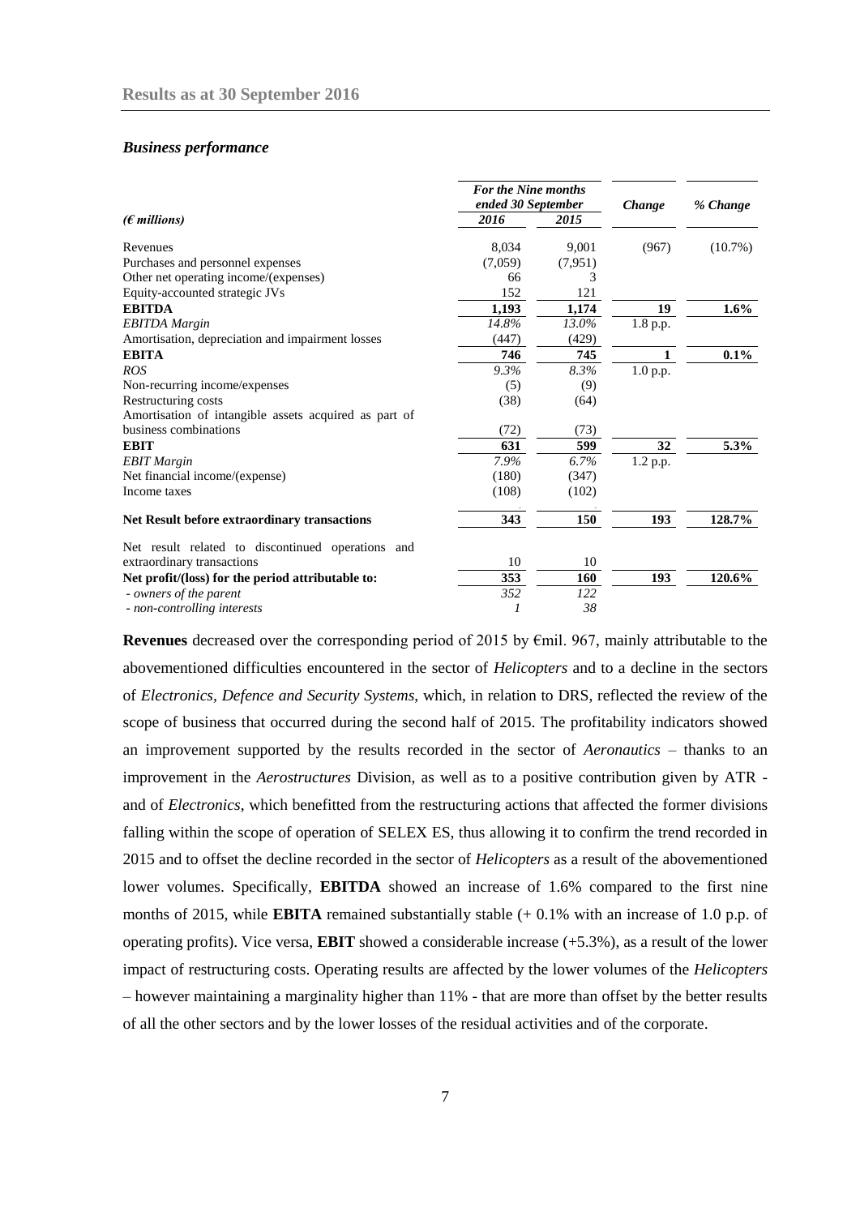## Results as at 30 September 2016

### *Business performance*

| *(€ millions)* | *For the Nine months ended 30 September* | | *Change* | *% Change* |
|---|---|---|---|---|
| | *2016* | *2015* | | |
| Revenues | 8,034 | 9,001 | (967) | (10.7%) |
| Purchases and personnel expenses | (7,059) | (7,951) | | |
| Other net operating income/(expenses) | 66 | 3 | | |
| Equity-accounted strategic JVs | 152 | 121 | | |
| **EBITDA** | **1,193** | **1,174** | **19** | **1.6%** |
| *EBITDA Margin* | *14.8%* | *13.0%* | 1.8 p.p. | |
| Amortisation, depreciation and impairment losses | (447) | (429) | | |
| **EBITA** | **746** | **745** | **1** | **0.1%** |
| *ROS* | *9.3%* | *8.3%* | 1.0 p.p. | |
| Non-recurring income/expenses | (5) | (9) | | |
| Restructuring costs | (38) | (64) | | |
| Amortisation of intangible assets acquired as part of business combinations | (72) | (73) | | |
| **EBIT** | **631** | **599** | **32** | **5.3%** |
| *EBIT Margin* | *7.9%* | *6.7%* | 1.2 p.p. | |
| Net financial income/(expense) | (180) | (347) | | |
| Income taxes | (108) | (102) | | |
| **Net Result before extraordinary transactions** | **343** | **150** | **193** | **128.7%** |
| Net result related to discontinued operations and extraordinary transactions | 10 | 10 | | |
| **Net profit/(loss) for the period attributable to:** | **353** | **160** | **193** | **120.6%** |
| *- owners of the parent* | *352* | *122* | | |
| *- non-controlling interests* | *1* | *38* | | |

**Revenues** decreased over the corresponding period of 2015 by €mil. 967, mainly attributable to the abovementioned difficulties encountered in the sector of *Helicopters* and to a decline in the sectors of *Electronics, Defence and Security Systems*, which, in relation to DRS, reflected the review of the scope of business that occurred during the second half of 2015. The profitability indicators showed an improvement supported by the results recorded in the sector of *Aeronautics* – thanks to an improvement in the *Aerostructures* Division, as well as to a positive contribution given by ATR - and of *Electronics*, which benefitted from the restructuring actions that affected the former divisions falling within the scope of operation of SELEX ES, thus allowing it to confirm the trend recorded in 2015 and to offset the decline recorded in the sector of *Helicopters* as a result of the abovementioned lower volumes. Specifically, **EBITDA** showed an increase of 1.6% compared to the first nine months of 2015, while **EBITA** remained substantially stable (+ 0.1% with an increase of 1.0 p.p. of operating profits). Vice versa, **EBIT** showed a considerable increase (+5.3%), as a result of the lower impact of restructuring costs. Operating results are affected by the lower volumes of the *Helicopters* – however maintaining a marginality higher than 11% - that are more than offset by the better results of all the other sectors and by the lower losses of the residual activities and of the corporate.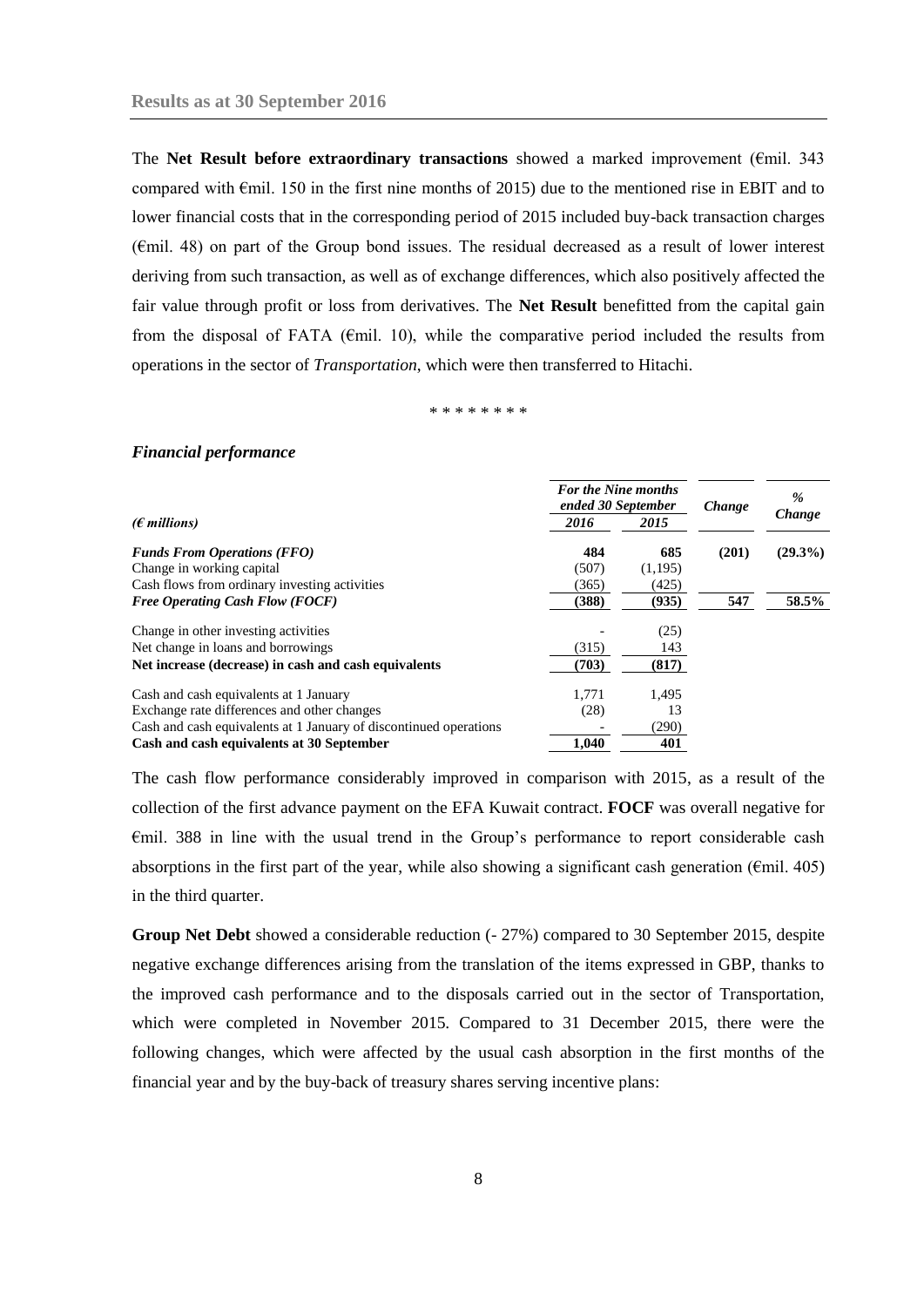The **Net Result before extraordinary transactions** showed a marked improvement (€mil. 343 compared with €mil. 150 in the first nine months of 2015) due to the mentioned rise in EBIT and to lower financial costs that in the corresponding period of 2015 included buy-back transaction charges (€mil. 48) on part of the Group bond issues. The residual decreased as a result of lower interest deriving from such transaction, as well as of exchange differences, which also positively affected the fair value through profit or loss from derivatives. The **Net Result** benefitted from the capital gain from the disposal of FATA (€mil. 10), while the comparative period included the results from operations in the sector of *Transportation*, which were then transferred to Hitachi.

\* \* \* \* \* \* \* \*

### *Financial performance*

| *(€ millions)* | *For the Nine months ended 30 September* | | *Change* | *% Change* |
|---|---|---|---|---|
| | *2016* | *2015* | | |
| ***Funds From Operations (FFO)*** | **484** | **685** | **(201)** | **(29.3%)** |
| Change in working capital | (507) | (1,195) | | |
| Cash flows from ordinary investing activities | (365) | (425) | | |
| ***Free Operating Cash Flow (FOCF)*** | **(388)** | **(935)** | **547** | **58.5%** |
| Change in other investing activities | - | (25) | | |
| Net change in loans and borrowings | (315) | 143 | | |
| **Net increase (decrease) in cash and cash equivalents** | **(703)** | **(817)** | | |
| Cash and cash equivalents at 1 January | 1,771 | 1,495 | | |
| Exchange rate differences and other changes | (28) | 13 | | |
| Cash and cash equivalents at 1 January of discontinued operations | - | (290) | | |
| **Cash and cash equivalents at 30 September** | **1,040** | **401** | | |

The cash flow performance considerably improved in comparison with 2015, as a result of the collection of the first advance payment on the EFA Kuwait contract. **FOCF** was overall negative for €mil. 388 in line with the usual trend in the Group's performance to report considerable cash absorptions in the first part of the year, while also showing a significant cash generation (€mil. 405) in the third quarter.

**Group Net Debt** showed a considerable reduction (- 27%) compared to 30 September 2015, despite negative exchange differences arising from the translation of the items expressed in GBP, thanks to the improved cash performance and to the disposals carried out in the sector of Transportation, which were completed in November 2015. Compared to 31 December 2015, there were the following changes, which were affected by the usual cash absorption in the first months of the financial year and by the buy-back of treasury shares serving incentive plans: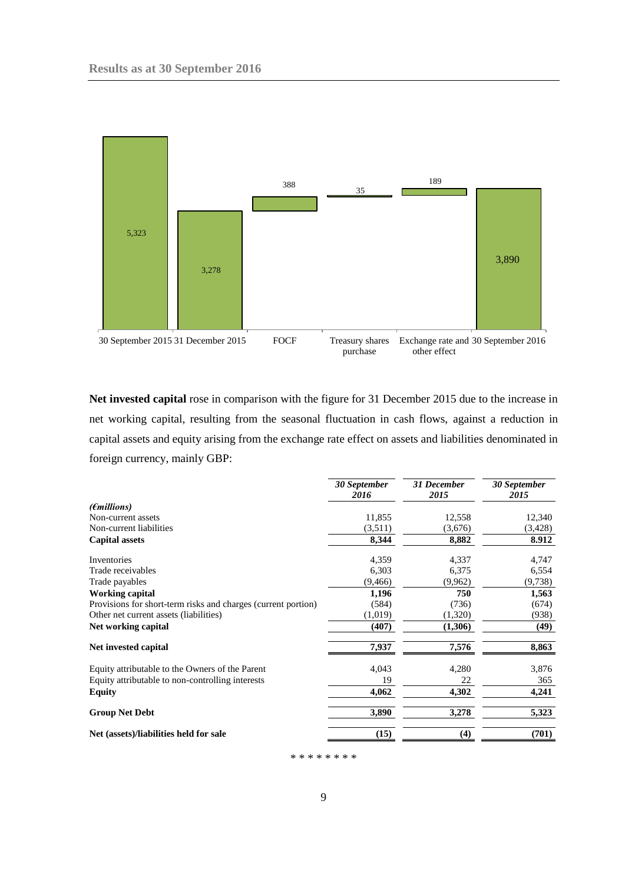Results as at 30 September 2016

| | 30 September 2015 | 31 December 2015 | FOCF | Treasury shares purchase | Exchange rate and other effect | 30 September 2016 |
|---|---|---|---|---|---|---|
| | 5,323 | 3,278 | 388 | 35 | 189 | 3,890 |

**Net invested capital** rose in comparison with the figure for 31 December 2015 due to the increase in net working capital, resulting from the seasonal fluctuation in cash flows, against a reduction in capital assets and equity arising from the exchange rate effect on assets and liabilities denominated in foreign currency, mainly GBP:

| *(€millions)* | *30 September 2016* | *31 December 2015* | *30 September 2015* |
|---|---|---|---|
| Non-current assets | 11,855 | 12,558 | 12,340 |
| Non-current liabilities | (3,511) | (3,676) | (3,428) |
| **Capital assets** | **8,344** | **8,882** | **8.912** |
| Inventories | 4,359 | 4,337 | 4,747 |
| Trade receivables | 6,303 | 6,375 | 6,554 |
| Trade payables | (9,466) | (9,962) | (9,738) |
| **Working capital** | **1,196** | **750** | **1,563** |
| Provisions for short-term risks and charges (current portion) | (584) | (736) | (674) |
| Other net current assets (liabilities) | (1,019) | (1,320) | (938) |
| **Net working capital** | **(407)** | **(1,306)** | **(49)** |
| **Net invested capital** | **7,937** | **7,576** | **8,863** |
| Equity attributable to the Owners of the Parent | 4,043 | 4,280 | 3,876 |
| Equity attributable to non-controlling interests | 19 | 22 | 365 |
| **Equity** | **4,062** | **4,302** | **4,241** |
| **Group Net Debt** | **3,890** | **3,278** | **5,323** |
| **Net (assets)/liabilities held for sale** | **(15)** | **(4)** | **(701)** |

\* \* \* \* \* \* \* \*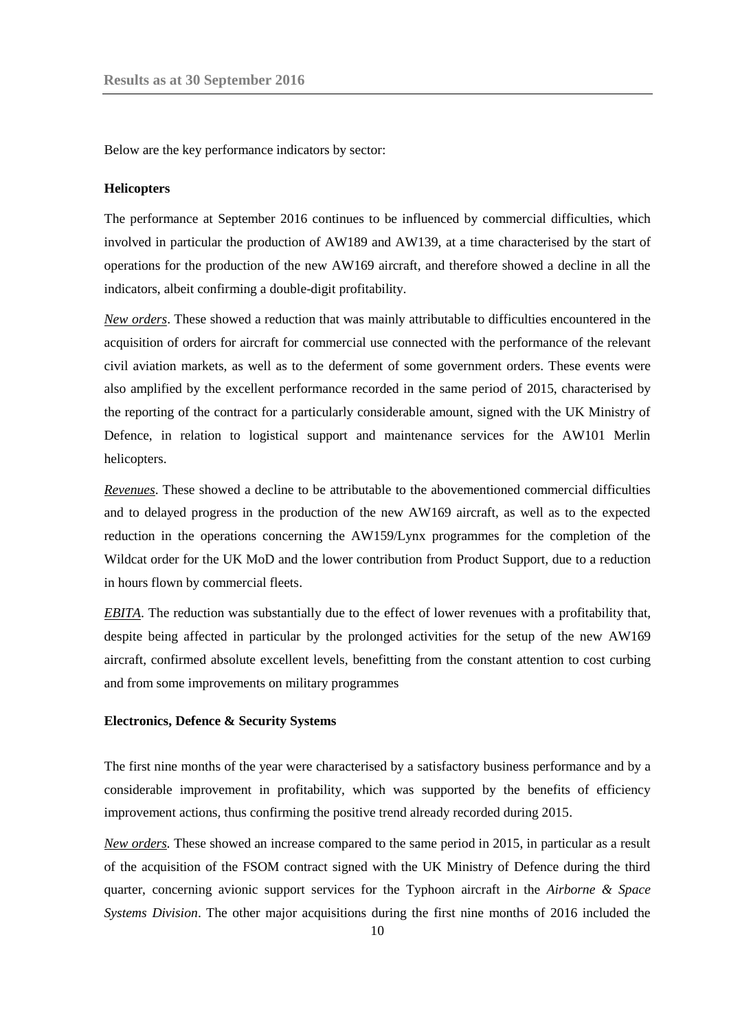Below are the key performance indicators by sector:

### Helicopters

The performance at September 2016 continues to be influenced by commercial difficulties, which involved in particular the production of AW189 and AW139, at a time characterised by the start of operations for the production of the new AW169 aircraft, and therefore showed a decline in all the indicators, albeit confirming a double-digit profitability.

*New orders*. These showed a reduction that was mainly attributable to difficulties encountered in the acquisition of orders for aircraft for commercial use connected with the performance of the relevant civil aviation markets, as well as to the deferment of some government orders. These events were also amplified by the excellent performance recorded in the same period of 2015, characterised by the reporting of the contract for a particularly considerable amount, signed with the UK Ministry of Defence, in relation to logistical support and maintenance services for the AW101 Merlin helicopters.

*Revenues*. These showed a decline to be attributable to the abovementioned commercial difficulties and to delayed progress in the production of the new AW169 aircraft, as well as to the expected reduction in the operations concerning the AW159/Lynx programmes for the completion of the Wildcat order for the UK MoD and the lower contribution from Product Support, due to a reduction in hours flown by commercial fleets.

*EBITA*. The reduction was substantially due to the effect of lower revenues with a profitability that, despite being affected in particular by the prolonged activities for the setup of the new AW169 aircraft, confirmed absolute excellent levels, benefitting from the constant attention to cost curbing and from some improvements on military programmes

### Electronics, Defence & Security Systems

The first nine months of the year were characterised by a satisfactory business performance and by a considerable improvement in profitability, which was supported by the benefits of efficiency improvement actions, thus confirming the positive trend already recorded during 2015.

*New orders.* These showed an increase compared to the same period in 2015, in particular as a result of the acquisition of the FSOM contract signed with the UK Ministry of Defence during the third quarter, concerning avionic support services for the Typhoon aircraft in the *Airborne & Space Systems Division*. The other major acquisitions during the first nine months of 2016 included the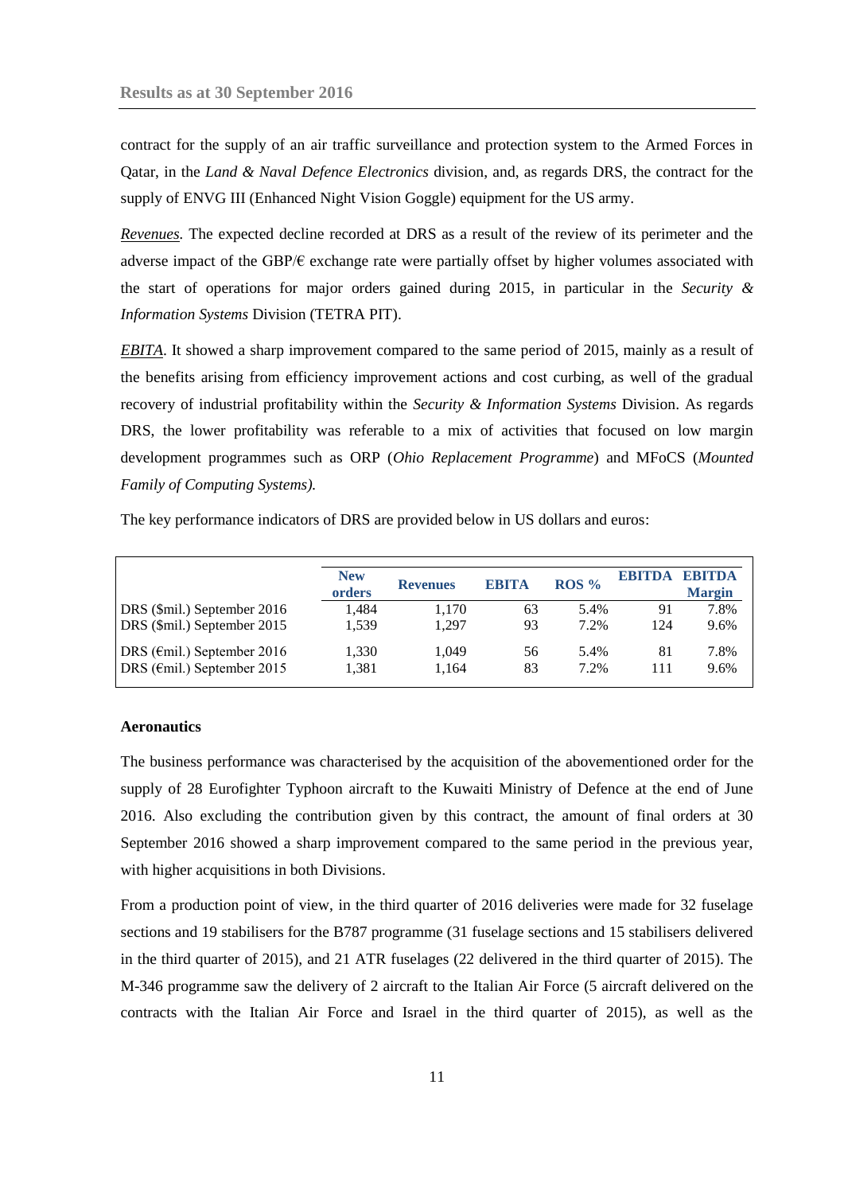contract for the supply of an air traffic surveillance and protection system to the Armed Forces in Qatar, in the *Land & Naval Defence Electronics* division, and, as regards DRS, the contract for the supply of ENVG III (Enhanced Night Vision Goggle) equipment for the US army.

*Revenues*. The expected decline recorded at DRS as a result of the review of its perimeter and the adverse impact of the GBP/€ exchange rate were partially offset by higher volumes associated with the start of operations for major orders gained during 2015, in particular in the *Security & Information Systems* Division (TETRA PIT).

*EBITA*. It showed a sharp improvement compared to the same period of 2015, mainly as a result of the benefits arising from efficiency improvement actions and cost curbing, as well of the gradual recovery of industrial profitability within the *Security & Information Systems* Division. As regards DRS, the lower profitability was referable to a mix of activities that focused on low margin development programmes such as ORP (*Ohio Replacement Programme*) and MFoCS (*Mounted Family of Computing Systems).*

The key performance indicators of DRS are provided below in US dollars and euros:

| | New orders | Revenues | EBITA | ROS % | EBITDA | EBITDA Margin |
|---|---|---|---|---|---|---|
| DRS ($mil.) September 2016 | 1,484 | 1,170 | 63 | 5.4% | 91 | 7.8% |
| DRS ($mil.) September 2015 | 1,539 | 1,297 | 93 | 7.2% | 124 | 9.6% |
| DRS (€mil.) September 2016 | 1,330 | 1,049 | 56 | 5.4% | 81 | 7.8% |
| DRS (€mil.) September 2015 | 1,381 | 1,164 | 83 | 7.2% | 111 | 9.6% |

**Aeronautics**

The business performance was characterised by the acquisition of the abovementioned order for the supply of 28 Eurofighter Typhoon aircraft to the Kuwaiti Ministry of Defence at the end of June 2016. Also excluding the contribution given by this contract, the amount of final orders at 30 September 2016 showed a sharp improvement compared to the same period in the previous year, with higher acquisitions in both Divisions.

From a production point of view, in the third quarter of 2016 deliveries were made for 32 fuselage sections and 19 stabilisers for the B787 programme (31 fuselage sections and 15 stabilisers delivered in the third quarter of 2015), and 21 ATR fuselages (22 delivered in the third quarter of 2015). The M-346 programme saw the delivery of 2 aircraft to the Italian Air Force (5 aircraft delivered on the contracts with the Italian Air Force and Israel in the third quarter of 2015), as well as the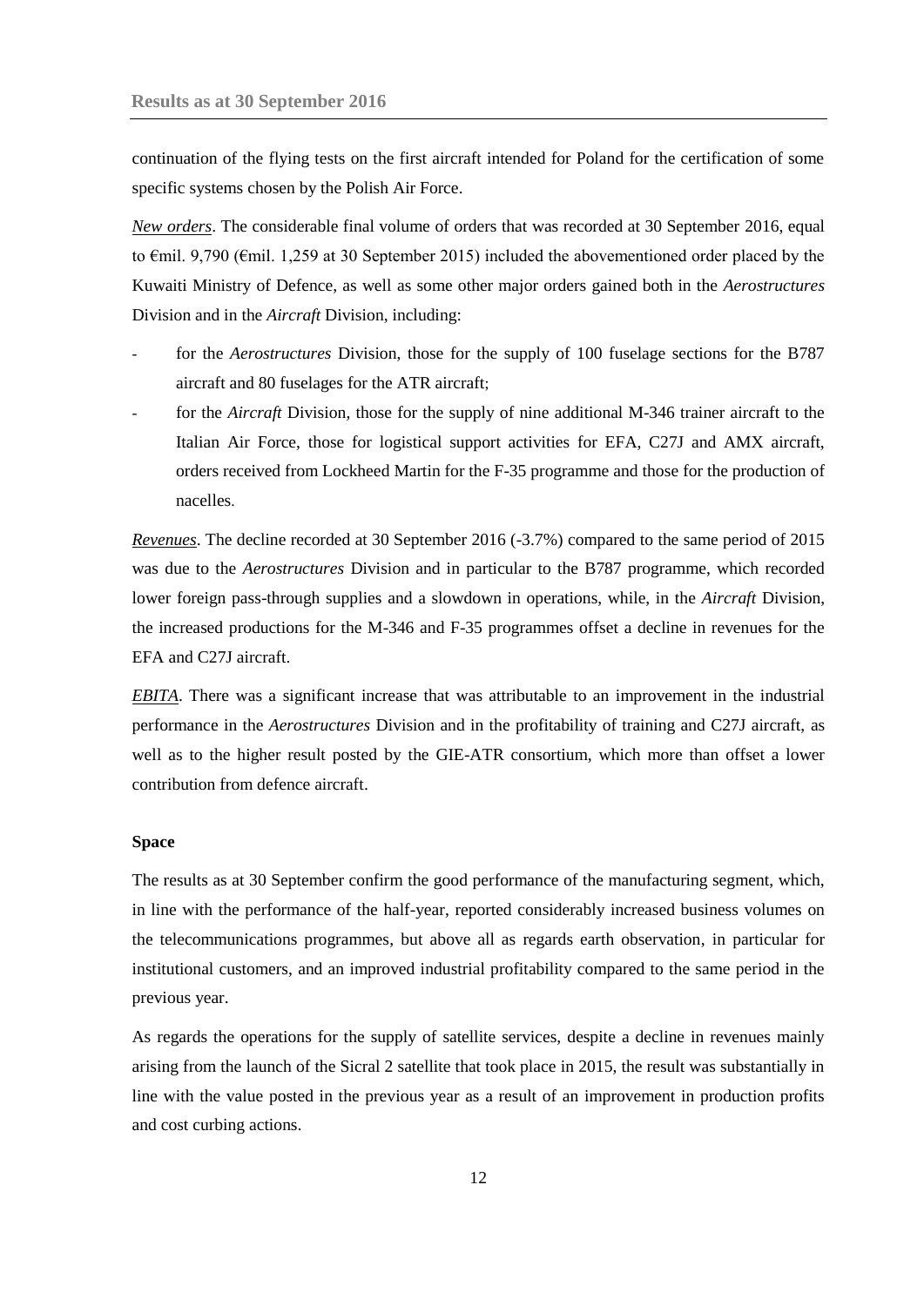continuation of the flying tests on the first aircraft intended for Poland for the certification of some specific systems chosen by the Polish Air Force.

***New orders***. The considerable final volume of orders that was recorded at 30 September 2016, equal to €mil. 9,790 (€mil. 1,259 at 30 September 2015) included the abovementioned order placed by the Kuwaiti Ministry of Defence, as well as some other major orders gained both in the *Aerostructures* Division and in the *Aircraft* Division, including:

- for the *Aerostructures* Division, those for the supply of 100 fuselage sections for the B787 aircraft and 80 fuselages for the ATR aircraft;
- for the *Aircraft* Division, those for the supply of nine additional M-346 trainer aircraft to the Italian Air Force, those for logistical support activities for EFA, C27J and AMX aircraft, orders received from Lockheed Martin for the F-35 programme and those for the production of nacelles.

***Revenues***. The decline recorded at 30 September 2016 (-3.7%) compared to the same period of 2015 was due to the *Aerostructures* Division and in particular to the B787 programme, which recorded lower foreign pass-through supplies and a slowdown in operations, while, in the *Aircraft* Division, the increased productions for the M-346 and F-35 programmes offset a decline in revenues for the EFA and C27J aircraft.

***EBITA***. There was a significant increase that was attributable to an improvement in the industrial performance in the *Aerostructures* Division and in the profitability of training and C27J aircraft, as well as to the higher result posted by the GIE-ATR consortium, which more than offset a lower contribution from defence aircraft.

**Space**

The results as at 30 September confirm the good performance of the manufacturing segment, which, in line with the performance of the half-year, reported considerably increased business volumes on the telecommunications programmes, but above all as regards earth observation, in particular for institutional customers, and an improved industrial profitability compared to the same period in the previous year.

As regards the operations for the supply of satellite services, despite a decline in revenues mainly arising from the launch of the Sicral 2 satellite that took place in 2015, the result was substantially in line with the value posted in the previous year as a result of an improvement in production profits and cost curbing actions.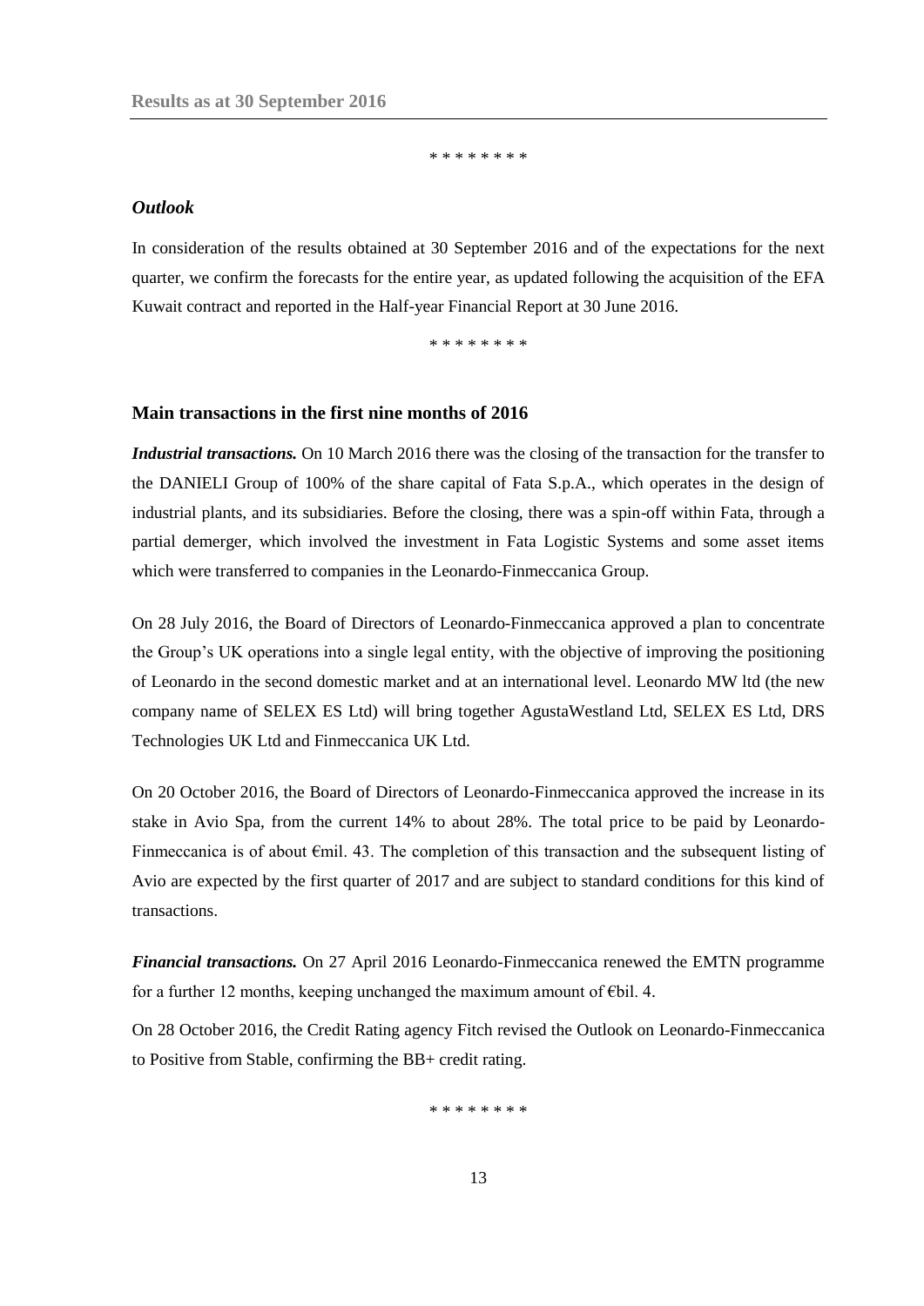\* \* \* \* \* \* \* \*

### *Outlook*

In consideration of the results obtained at 30 September 2016 and of the expectations for the next quarter, we confirm the forecasts for the entire year, as updated following the acquisition of the EFA Kuwait contract and reported in the Half-year Financial Report at 30 June 2016.

\* \* \* \* \* \* \* \*

## Main transactions in the first nine months of 2016

***Industrial transactions.*** On 10 March 2016 there was the closing of the transaction for the transfer to the DANIELI Group of 100% of the share capital of Fata S.p.A., which operates in the design of industrial plants, and its subsidiaries. Before the closing, there was a spin-off within Fata, through a partial demerger, which involved the investment in Fata Logistic Systems and some asset items which were transferred to companies in the Leonardo-Finmeccanica Group.

On 28 July 2016, the Board of Directors of Leonardo-Finmeccanica approved a plan to concentrate the Group's UK operations into a single legal entity, with the objective of improving the positioning of Leonardo in the second domestic market and at an international level. Leonardo MW ltd (the new company name of SELEX ES Ltd) will bring together AgustaWestland Ltd, SELEX ES Ltd, DRS Technologies UK Ltd and Finmeccanica UK Ltd.

On 20 October 2016, the Board of Directors of Leonardo-Finmeccanica approved the increase in its stake in Avio Spa, from the current 14% to about 28%. The total price to be paid by Leonardo-Finmeccanica is of about €mil. 43. The completion of this transaction and the subsequent listing of Avio are expected by the first quarter of 2017 and are subject to standard conditions for this kind of transactions.

***Financial transactions.*** On 27 April 2016 Leonardo-Finmeccanica renewed the EMTN programme for a further 12 months, keeping unchanged the maximum amount of €bil. 4.

On 28 October 2016, the Credit Rating agency Fitch revised the Outlook on Leonardo-Finmeccanica to Positive from Stable, confirming the BB+ credit rating.

\* \* \* \* \* \* \* \*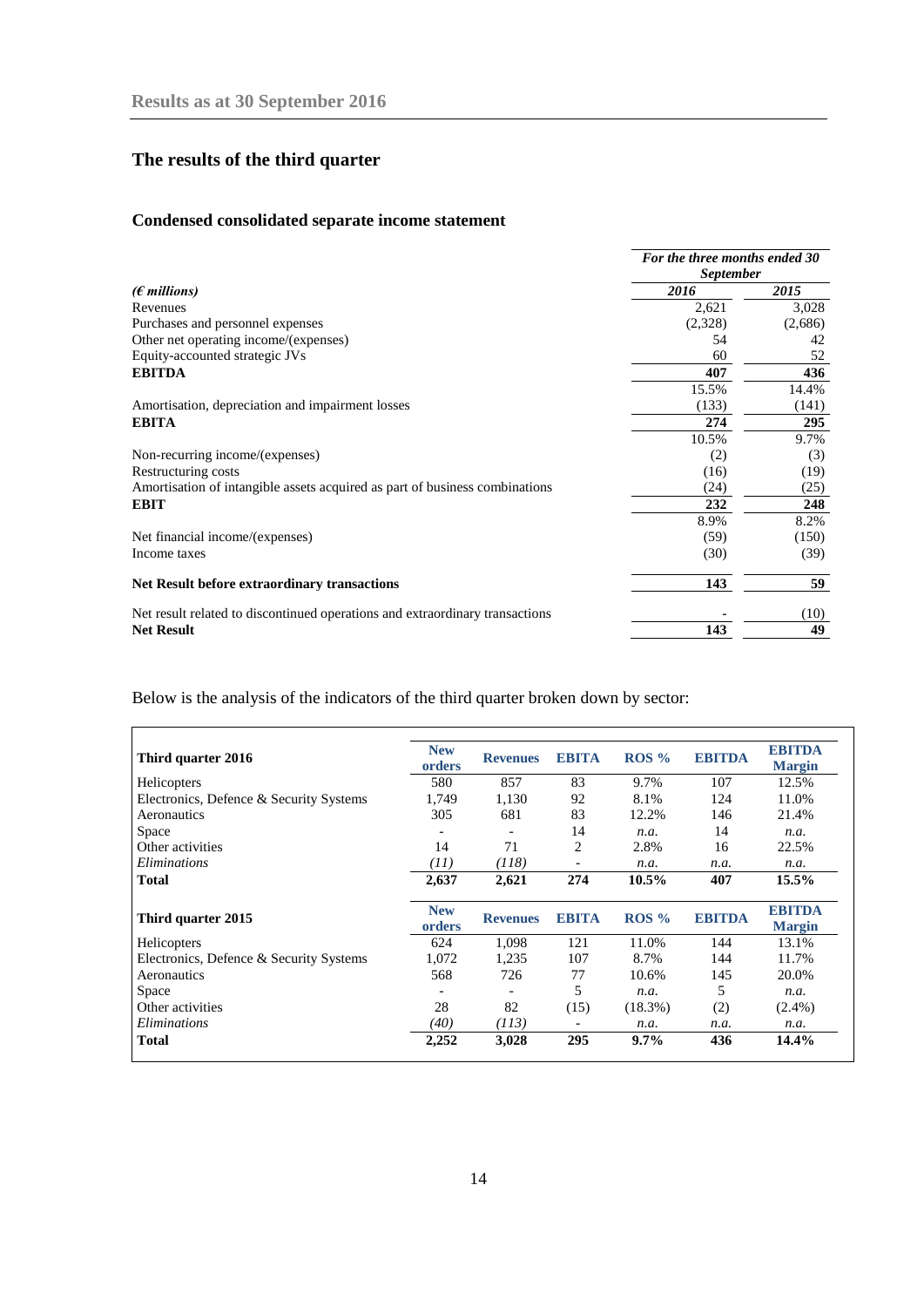## The results of the third quarter

### Condensed consolidated separate income statement

| *(€ millions)* | *For the three months ended 30 September* 2016 | 2015 |
|---|---|---|
| Revenues | 2,621 | 3,028 |
| Purchases and personnel expenses | (2,328) | (2,686) |
| Other net operating income/(expenses) | 54 | 42 |
| Equity-accounted strategic JVs | 60 | 52 |
| **EBITDA** | **407** | **436** |
| | 15.5% | 14.4% |
| Amortisation, depreciation and impairment losses | (133) | (141) |
| **EBITA** | **274** | **295** |
| | 10.5% | 9.7% |
| Non-recurring income/(expenses) | (2) | (3) |
| Restructuring costs | (16) | (19) |
| Amortisation of intangible assets acquired as part of business combinations | (24) | (25) |
| **EBIT** | **232** | **248** |
| | 8.9% | 8.2% |
| Net financial income/(expenses) | (59) | (150) |
| Income taxes | (30) | (39) |
| **Net Result before extraordinary transactions** | **143** | **59** |
| Net result related to discontinued operations and extraordinary transactions | - | (10) |
| **Net Result** | **143** | **49** |

Below is the analysis of the indicators of the third quarter broken down by sector:

| Third quarter 2016 | New orders | Revenues | EBITA | ROS % | EBITDA | EBITDA Margin |
|---|---|---|---|---|---|---|
| Helicopters | 580 | 857 | 83 | 9.7% | 107 | 12.5% |
| Electronics, Defence & Security Systems | 1,749 | 1,130 | 92 | 8.1% | 124 | 11.0% |
| Aeronautics | 305 | 681 | 83 | 12.2% | 146 | 21.4% |
| Space | - | - | 14 | *n.a.* | 14 | *n.a.* |
| Other activities | 14 | 71 | 2 | 2.8% | 16 | 22.5% |
| *Eliminations* | *(11)* | *(118)* | - | *n.a.* | *n.a.* | *n.a.* |
| **Total** | **2,637** | **2,621** | **274** | **10.5%** | **407** | **15.5%** |

| Third quarter 2015 | New orders | Revenues | EBITA | ROS % | EBITDA | EBITDA Margin |
|---|---|---|---|---|---|---|
| Helicopters | 624 | 1,098 | 121 | 11.0% | 144 | 13.1% |
| Electronics, Defence & Security Systems | 1,072 | 1,235 | 107 | 8.7% | 144 | 11.7% |
| Aeronautics | 568 | 726 | 77 | 10.6% | 145 | 20.0% |
| Space | - | - | 5 | *n.a.* | 5 | *n.a.* |
| Other activities | 28 | 82 | (15) | (18.3%) | (2) | (2.4%) |
| *Eliminations* | *(40)* | *(113)* | - | *n.a.* | *n.a.* | *n.a.* |
| **Total** | **2,252** | **3,028** | **295** | **9.7%** | **436** | **14.4%** |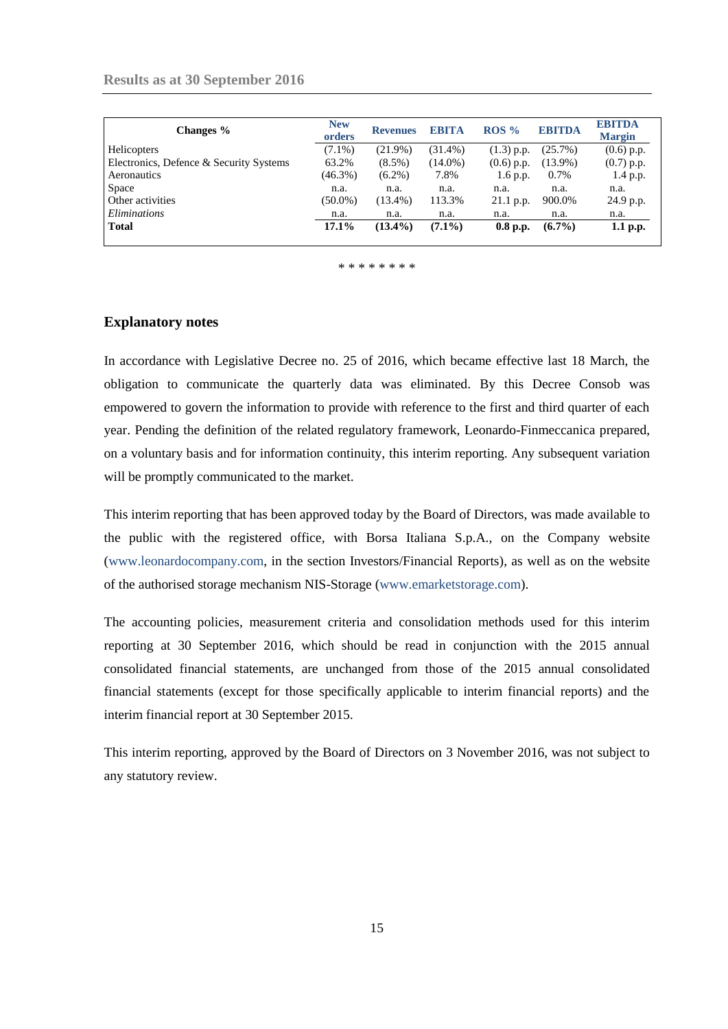**Results as at 30 September 2016**

| Changes % | New orders | Revenues | EBITA | ROS % | EBITDA | EBITDA Margin |
|---|---|---|---|---|---|---|
| Helicopters | (7.1%) | (21.9%) | (31.4%) | (1.3) p.p. | (25.7%) | (0.6) p.p. |
| Electronics, Defence & Security Systems | 63.2% | (8.5%) | (14.0%) | (0.6) p.p. | (13.9%) | (0.7) p.p. |
| Aeronautics | (46.3%) | (6.2%) | 7.8% | 1.6 p.p. | 0.7% | 1.4 p.p. |
| Space | n.a. | n.a. | n.a. | n.a. | n.a. | n.a. |
| Other activities | (50.0%) | (13.4%) | 113.3% | 21.1 p.p. | 900.0% | 24.9 p.p. |
| *Eliminations* | n.a. | n.a. | n.a. | n.a. | n.a. | n.a. |
| **Total** | **17.1%** | **(13.4%)** | **(7.1%)** | **0.8 p.p.** | **(6.7%)** | **1.1 p.p.** |

\* \* \* \* \* \* \* \*

## Explanatory notes

In accordance with Legislative Decree no. 25 of 2016, which became effective last 18 March, the obligation to communicate the quarterly data was eliminated. By this Decree Consob was empowered to govern the information to provide with reference to the first and third quarter of each year. Pending the definition of the related regulatory framework, Leonardo-Finmeccanica prepared, on a voluntary basis and for information continuity, this interim reporting. Any subsequent variation will be promptly communicated to the market.

This interim reporting that has been approved today by the Board of Directors, was made available to the public with the registered office, with Borsa Italiana S.p.A., on the Company website (www.leonardocompany.com, in the section Investors/Financial Reports), as well as on the website of the authorised storage mechanism NIS-Storage (www.emarketstorage.com).

The accounting policies, measurement criteria and consolidation methods used for this interim reporting at 30 September 2016, which should be read in conjunction with the 2015 annual consolidated financial statements, are unchanged from those of the 2015 annual consolidated financial statements (except for those specifically applicable to interim financial reports) and the interim financial report at 30 September 2015.

This interim reporting, approved by the Board of Directors on 3 November 2016, was not subject to any statutory review.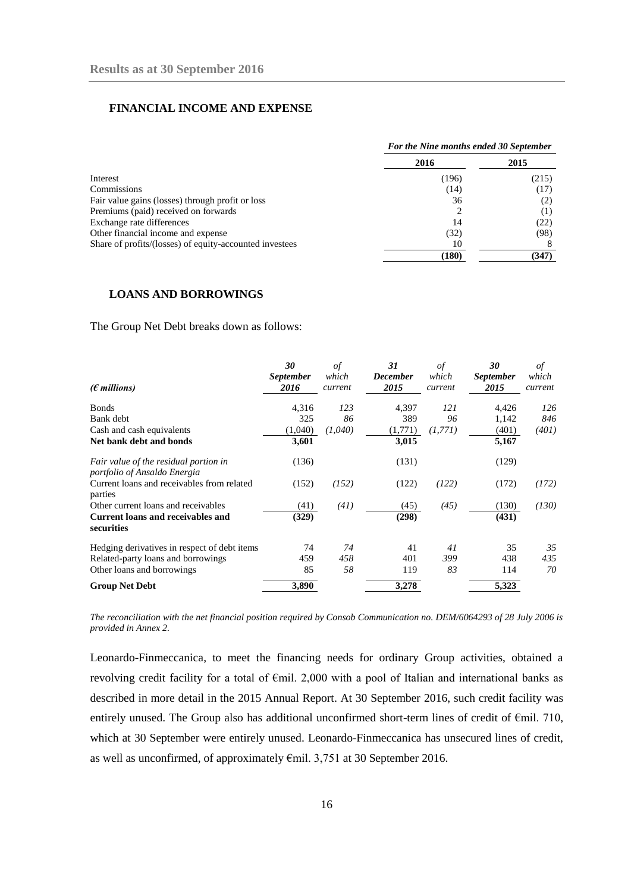## FINANCIAL INCOME AND EXPENSE

| | For the Nine months ended 30 September | |
|---|---|---|
| | 2016 | 2015 |
| Interest | (196) | (215) |
| Commissions | (14) | (17) |
| Fair value gains (losses) through profit or loss | 36 | (2) |
| Premiums (paid) received on forwards | 2 | (1) |
| Exchange rate differences | 14 | (22) |
| Other financial income and expense | (32) | (98) |
| Share of profits/(losses) of equity-accounted investees | 10 | 8 |
| | **(180)** | **(347)** |

## LOANS AND BORROWINGS

The Group Net Debt breaks down as follows:

| *(€ millions)* | *30 September 2016* | *of which current* | *31 December 2015* | *of which current* | *30 September 2015* | *of which current* |
|---|---|---|---|---|---|---|
| Bonds | 4,316 | *123* | 4,397 | *121* | 4,426 | *126* |
| Bank debt | 325 | *86* | 389 | *96* | 1,142 | *846* |
| Cash and cash equivalents | (1,040) | *(1,040)* | (1,771) | *(1,771)* | (401) | *(401)* |
| **Net bank debt and bonds** | **3,601** | | **3,015** | | **5,167** | |
| *Fair value of the residual portion in portfolio of Ansaldo Energia* | (136) | | (131) | | (129) | |
| Current loans and receivables from related parties | (152) | *(152)* | (122) | *(122)* | (172) | *(172)* |
| Other current loans and receivables | (41) | *(41)* | (45) | *(45)* | (130) | *(130)* |
| **Current loans and receivables and securities** | **(329)** | | **(298)** | | **(431)** | |
| Hedging derivatives in respect of debt items | 74 | *74* | 41 | *41* | 35 | *35* |
| Related-party loans and borrowings | 459 | *458* | 401 | *399* | 438 | *435* |
| Other loans and borrowings | 85 | *58* | 119 | *83* | 114 | *70* |
| **Group Net Debt** | **3,890** | | **3,278** | | **5,323** | |

*The reconciliation with the net financial position required by Consob Communication no. DEM/6064293 of 28 July 2006 is provided in Annex 2.*

Leonardo-Finmeccanica, to meet the financing needs for ordinary Group activities, obtained a revolving credit facility for a total of €mil. 2,000 with a pool of Italian and international banks as described in more detail in the 2015 Annual Report. At 30 September 2016, such credit facility was entirely unused. The Group also has additional unconfirmed short-term lines of credit of €mil. 710, which at 30 September were entirely unused. Leonardo-Finmeccanica has unsecured lines of credit, as well as unconfirmed, of approximately €mil. 3,751 at 30 September 2016.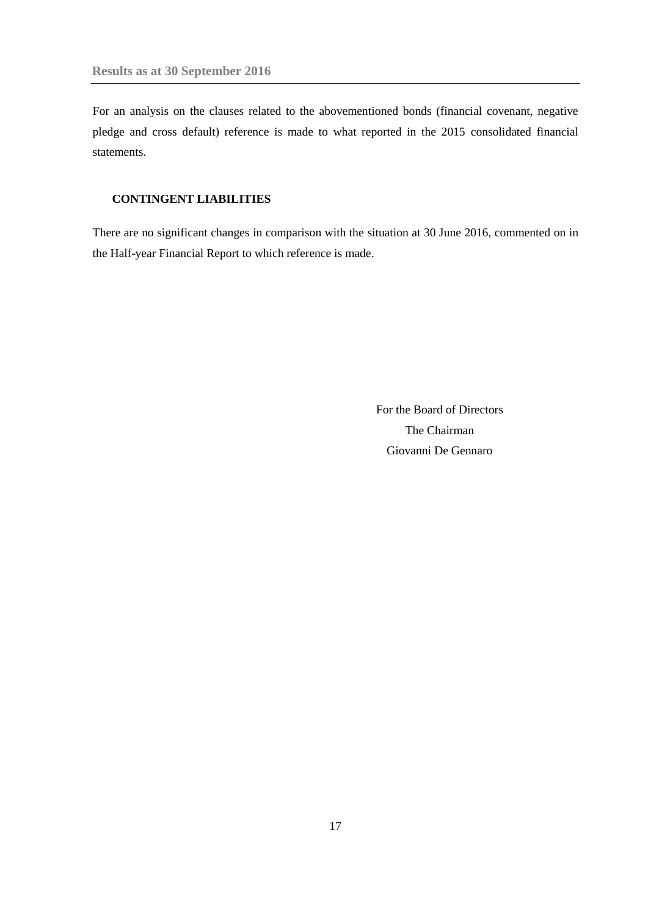For an analysis on the clauses related to the abovementioned bonds (financial covenant, negative pledge and cross default) reference is made to what reported in the 2015 consolidated financial statements.

## CONTINGENT LIABILITIES

There are no significant changes in comparison with the situation at 30 June 2016, commented on in the Half-year Financial Report to which reference is made.

For the Board of Directors
The Chairman
Giovanni De Gennaro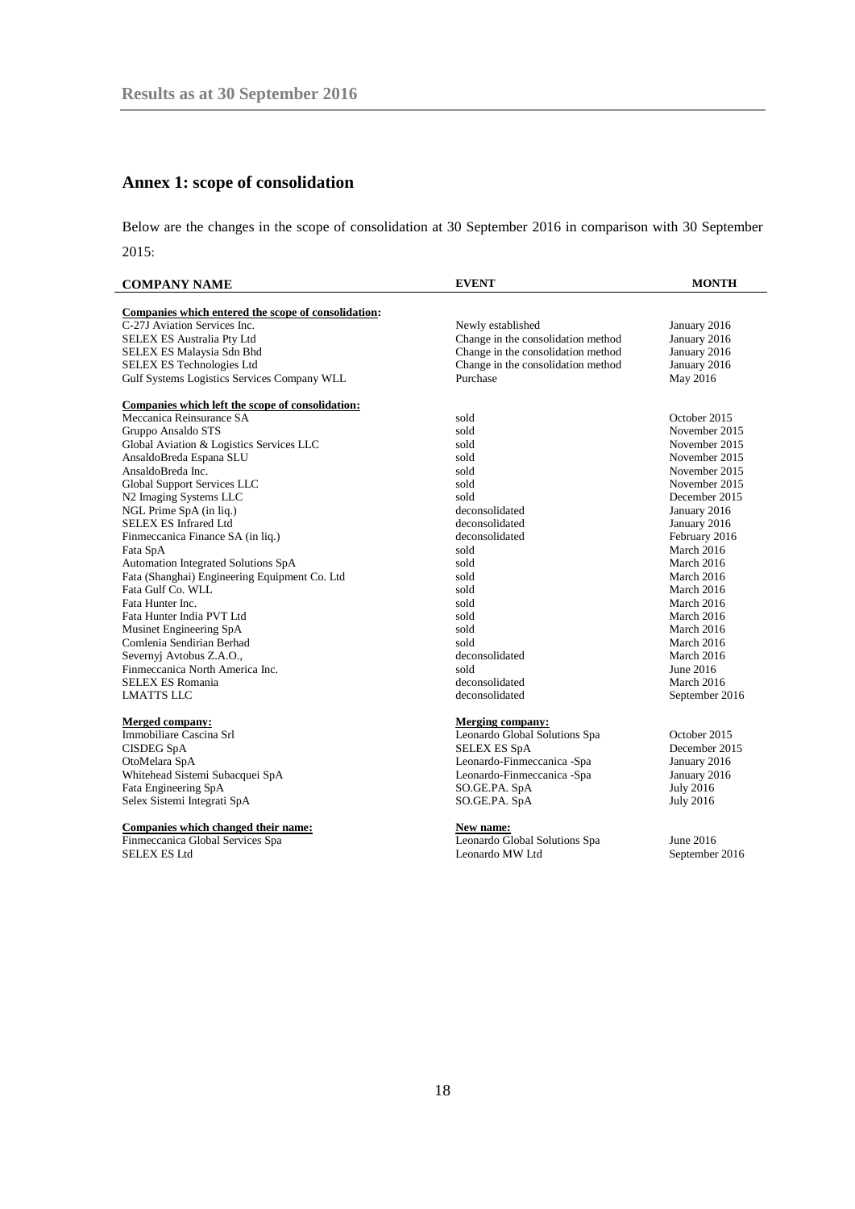## Annex 1: scope of consolidation

Below are the changes in the scope of consolidation at 30 September 2016 in comparison with 30 September 2015:

| COMPANY NAME | EVENT | MONTH |
|---|---|---|
| **Companies which entered the scope of consolidation:** | | |
| C-27J Aviation Services Inc. | Newly established | January 2016 |
| SELEX ES Australia Pty Ltd | Change in the consolidation method | January 2016 |
| SELEX ES Malaysia Sdn Bhd | Change in the consolidation method | January 2016 |
| SELEX ES Technologies Ltd | Change in the consolidation method | January 2016 |
| Gulf Systems Logistics Services Company WLL | Purchase | May 2016 |
| **Companies which left the scope of consolidation:** | | |
| Meccanica Reinsurance SA | sold | October 2015 |
| Gruppo Ansaldo STS | sold | November 2015 |
| Global Aviation & Logistics Services LLC | sold | November 2015 |
| AnsaldoBreda Espana SLU | sold | November 2015 |
| AnsaldoBreda Inc. | sold | November 2015 |
| Global Support Services LLC | sold | November 2015 |
| N2 Imaging Systems LLC | sold | December 2015 |
| NGL Prime SpA (in liq.) | deconsolidated | January 2016 |
| SELEX ES Infrared Ltd | deconsolidated | January 2016 |
| Finmeccanica Finance SA (in liq.) | deconsolidated | February 2016 |
| Fata SpA | sold | March 2016 |
| Automation Integrated Solutions SpA | sold | March 2016 |
| Fata (Shanghai) Engineering Equipment Co. Ltd | sold | March 2016 |
| Fata Gulf Co. WLL | sold | March 2016 |
| Fata Hunter Inc. | sold | March 2016 |
| Fata Hunter India PVT Ltd | sold | March 2016 |
| Musinet Engineering SpA | sold | March 2016 |
| Comlenia Sendirian Berhad | sold | March 2016 |
| Severnyj Avtobus Z.A.O., | deconsolidated | March 2016 |
| Finmeccanica North America Inc. | sold | June 2016 |
| SELEX ES Romania | deconsolidated | March 2016 |
| LMATTS LLC | deconsolidated | September 2016 |
| **Merged company:** | **Merging company:** | |
| Immobiliare Cascina Srl | Leonardo Global Solutions Spa | October 2015 |
| CISDEG SpA | SELEX ES SpA | December 2015 |
| OtoMelara SpA | Leonardo-Finmeccanica -Spa | January 2016 |
| Whitehead Sistemi Subacquei SpA | Leonardo-Finmeccanica -Spa | January 2016 |
| Fata Engineering SpA | SO.GE.PA. SpA | July 2016 |
| Selex Sistemi Integrati SpA | SO.GE.PA. SpA | July 2016 |
| **Companies which changed their name:** | **New name:** | |
| Finmeccanica Global Services Spa | Leonardo Global Solutions Spa | June 2016 |
| SELEX ES Ltd | Leonardo MW Ltd | September 2016 |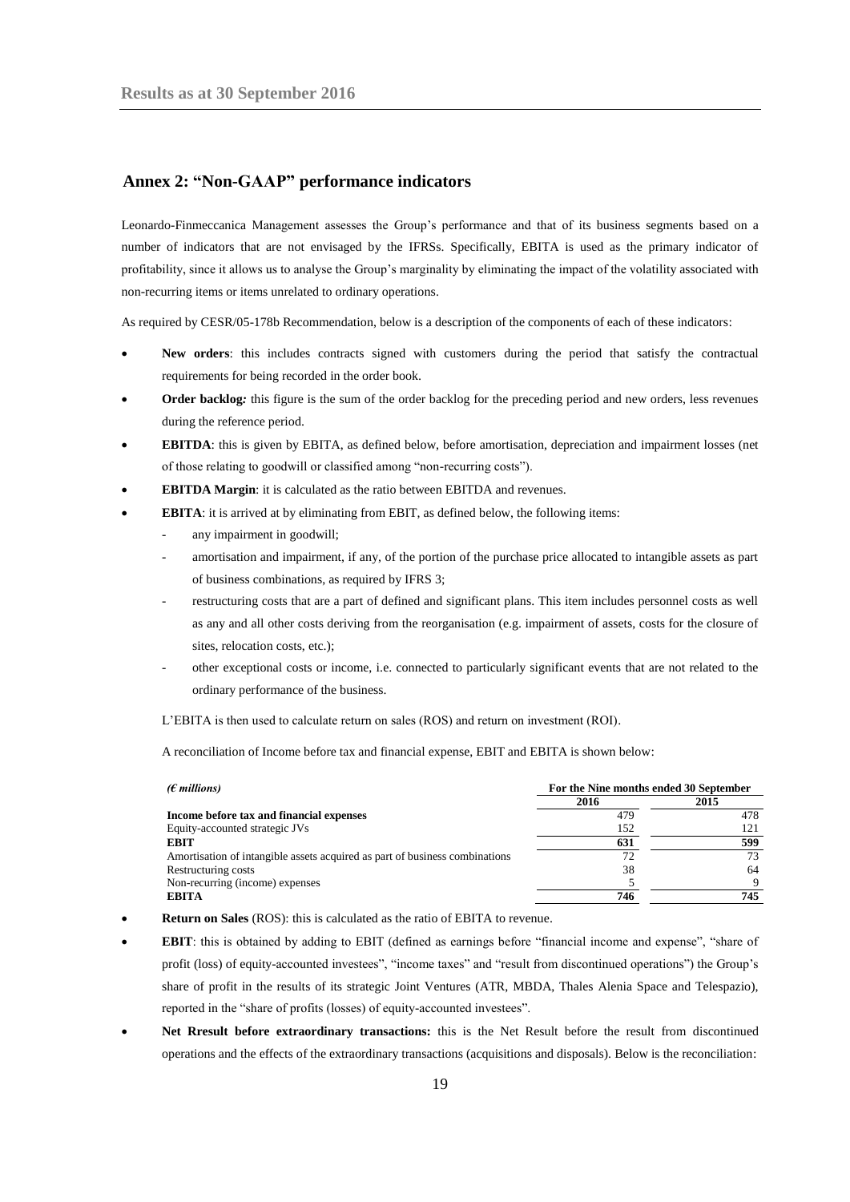## Annex 2: "Non-GAAP" performance indicators

Leonardo-Finmeccanica Management assesses the Group's performance and that of its business segments based on a number of indicators that are not envisaged by the IFRSs. Specifically, EBITA is used as the primary indicator of profitability, since it allows us to analyse the Group's marginality by eliminating the impact of the volatility associated with non-recurring items or items unrelated to ordinary operations.

As required by CESR/05-178b Recommendation, below is a description of the components of each of these indicators:

- **New orders**: this includes contracts signed with customers during the period that satisfy the contractual requirements for being recorded in the order book.
- **Order backlog***:* this figure is the sum of the order backlog for the preceding period and new orders, less revenues during the reference period.
- **EBITDA**: this is given by EBITA, as defined below, before amortisation, depreciation and impairment losses (net of those relating to goodwill or classified among "non-recurring costs").
- **EBITDA Margin**: it is calculated as the ratio between EBITDA and revenues.
- **EBITA**: it is arrived at by eliminating from EBIT, as defined below, the following items:
  - any impairment in goodwill;
  - amortisation and impairment, if any, of the portion of the purchase price allocated to intangible assets as part of business combinations, as required by IFRS 3;
  - restructuring costs that are a part of defined and significant plans. This item includes personnel costs as well as any and all other costs deriving from the reorganisation (e.g. impairment of assets, costs for the closure of sites, relocation costs, etc.);
  - other exceptional costs or income, i.e. connected to particularly significant events that are not related to the ordinary performance of the business.

  L'EBITA is then used to calculate return on sales (ROS) and return on investment (ROI).

  A reconciliation of Income before tax and financial expense, EBIT and EBITA is shown below:

| *(€ millions)* | For the Nine months ended 30 September | |
|---|---|---|
| | **2016** | **2015** |
| **Income before tax and financial expenses** | 479 | 478 |
| Equity-accounted strategic JVs | 152 | 121 |
| **EBIT** | **631** | **599** |
| Amortisation of intangible assets acquired as part of business combinations | 72 | 73 |
| Restructuring costs | 38 | 64 |
| Non-recurring (income) expenses | 5 | 9 |
| **EBITA** | **746** | **745** |

- **Return on Sales** (ROS): this is calculated as the ratio of EBITA to revenue.
- **EBIT**: this is obtained by adding to EBIT (defined as earnings before "financial income and expense", "share of profit (loss) of equity-accounted investees", "income taxes" and "result from discontinued operations") the Group's share of profit in the results of its strategic Joint Ventures (ATR, MBDA, Thales Alenia Space and Telespazio), reported in the "share of profits (losses) of equity-accounted investees".
- **Net Rresult before extraordinary transactions:** this is the Net Result before the result from discontinued operations and the effects of the extraordinary transactions (acquisitions and disposals). Below is the reconciliation: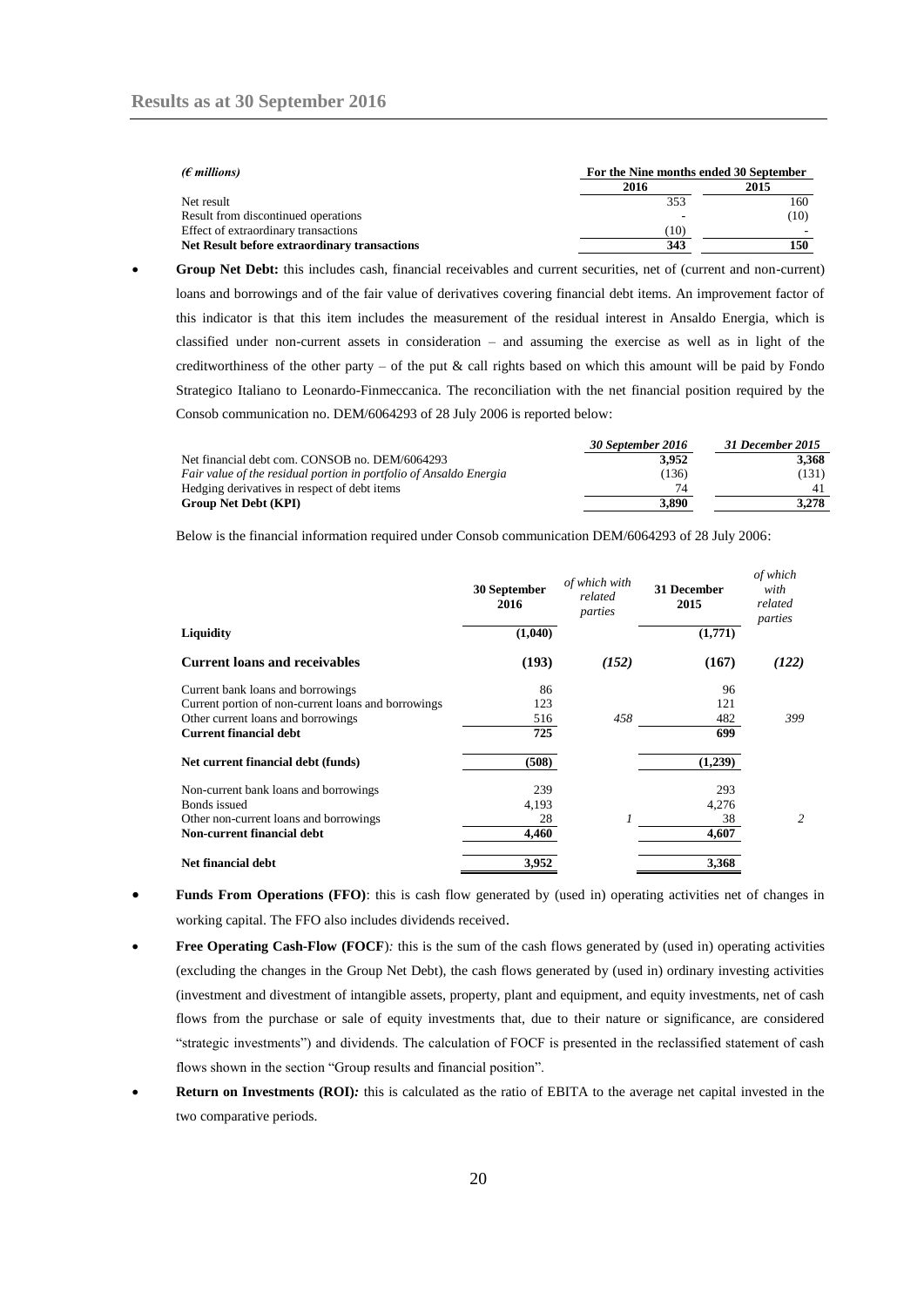| *(€ millions)* | For the Nine months ended 30 September | |
|---|---|---|
| | **2016** | **2015** |
| Net result | 353 | 160 |
| Result from discontinued operations | - | (10) |
| Effect of extraordinary transactions | (10) | - |
| **Net Result before extraordinary transactions** | **343** | **150** |

- **Group Net Debt:** this includes cash, financial receivables and current securities, net of (current and non-current) loans and borrowings and of the fair value of derivatives covering financial debt items. An improvement factor of this indicator is that this item includes the measurement of the residual interest in Ansaldo Energia, which is classified under non-current assets in consideration – and assuming the exercise as well as in light of the creditworthiness of the other party – of the put & call rights based on which this amount will be paid by Fondo Strategico Italiano to Leonardo-Finmeccanica. The reconciliation with the net financial position required by the Consob communication no. DEM/6064293 of 28 July 2006 is reported below:

| | *30 September 2016* | *31 December 2015* |
|---|---|---|
| Net financial debt com. CONSOB no. DEM/6064293 | **3,952** | **3,368** |
| *Fair value of the residual portion in portfolio of Ansaldo Energia* | (136) | (131) |
| Hedging derivatives in respect of debt items | 74 | 41 |
| **Group Net Debt (KPI)** | **3,890** | **3,278** |

Below is the financial information required under Consob communication DEM/6064293 of 28 July 2006:

| | **30 September 2016** | *of which with related parties* | **31 December 2015** | *of which with related parties* |
|---|---|---|---|---|
| **Liquidity** | **(1,040)** | | **(1,771)** | |
| **Current loans and receivables** | **(193)** | ***(152)*** | **(167)** | ***(122)*** |
| Current bank loans and borrowings | 86 | | 96 | |
| Current portion of non-current loans and borrowings | 123 | | 121 | |
| Other current loans and borrowings | 516 | *458* | 482 | *399* |
| **Current financial debt** | **725** | | **699** | |
| **Net current financial debt (funds)** | **(508)** | | **(1,239)** | |
| Non-current bank loans and borrowings | 239 | | 293 | |
| Bonds issued | 4,193 | | 4,276 | |
| Other non-current loans and borrowings | 28 | *1* | 38 | *2* |
| **Non-current financial debt** | **4,460** | | **4,607** | |
| **Net financial debt** | **3,952** | | **3,368** | |

- **Funds From Operations (FFO)**: this is cash flow generated by (used in) operating activities net of changes in working capital. The FFO also includes dividends received.
- **Free Operating Cash-Flow (FOCF**)*:* this is the sum of the cash flows generated by (used in) operating activities (excluding the changes in the Group Net Debt), the cash flows generated by (used in) ordinary investing activities (investment and divestment of intangible assets, property, plant and equipment, and equity investments, net of cash flows from the purchase or sale of equity investments that, due to their nature or significance, are considered "strategic investments") and dividends. The calculation of FOCF is presented in the reclassified statement of cash flows shown in the section "Group results and financial position".
- **Return on Investments (ROI)***:* this is calculated as the ratio of EBITA to the average net capital invested in the two comparative periods.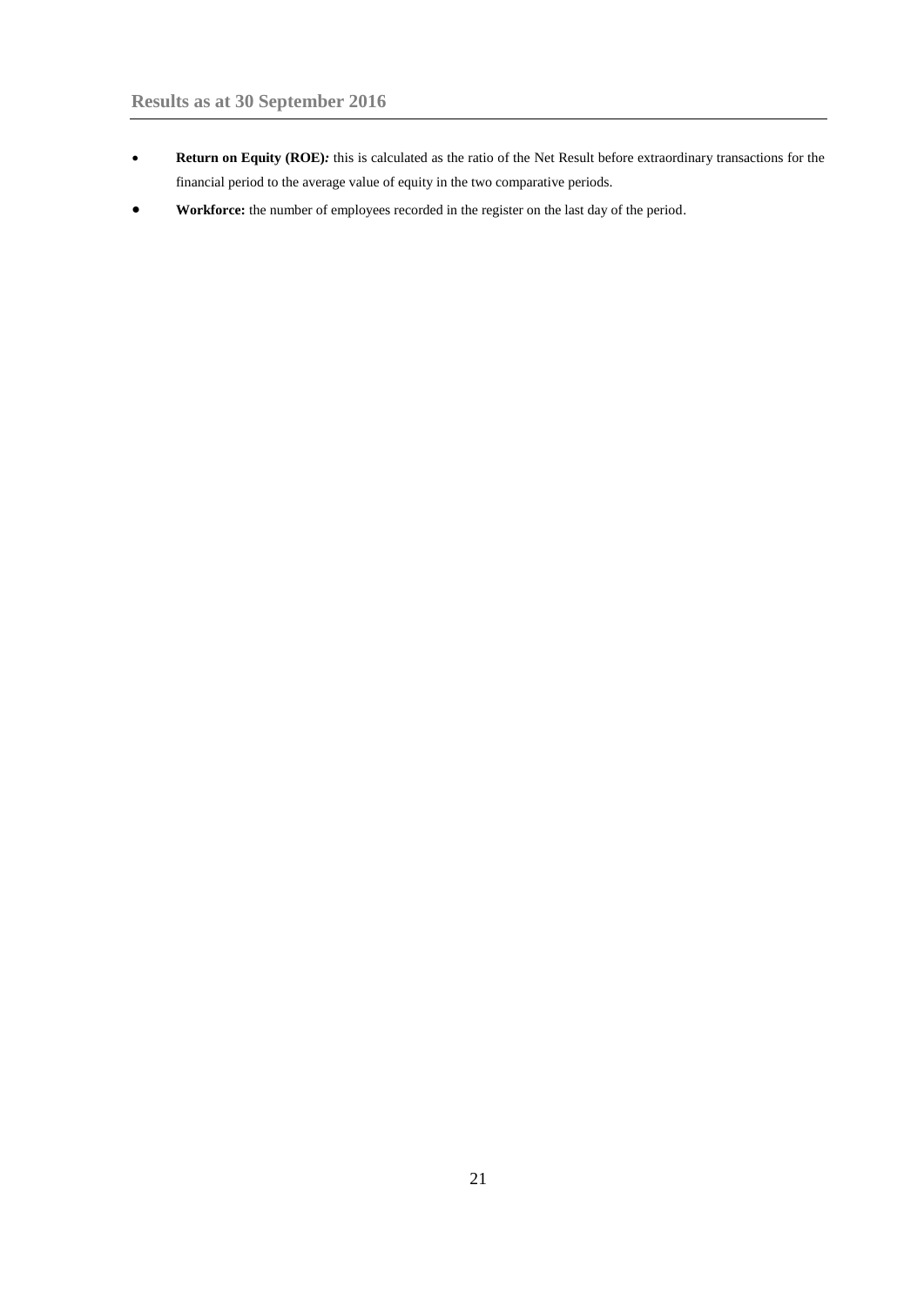- **Return on Equity (ROE)***:* this is calculated as the ratio of the Net Result before extraordinary transactions for the financial period to the average value of equity in the two comparative periods.
- **Workforce:** the number of employees recorded in the register on the last day of the period.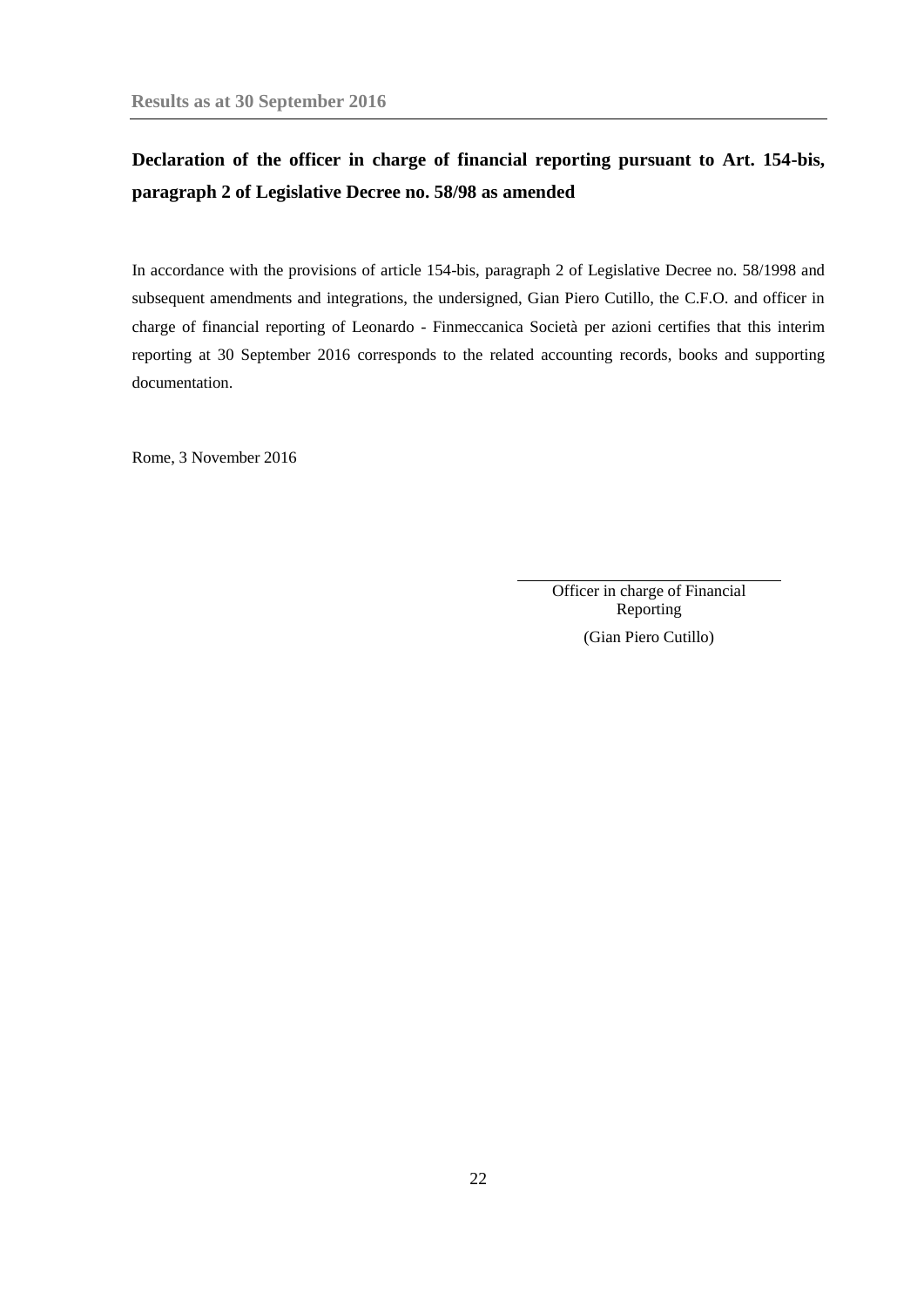## Declaration of the officer in charge of financial reporting pursuant to Art. 154-bis, paragraph 2 of Legislative Decree no. 58/98 as amended

In accordance with the provisions of article 154-bis, paragraph 2 of Legislative Decree no. 58/1998 and subsequent amendments and integrations, the undersigned, Gian Piero Cutillo, the C.F.O. and officer in charge of financial reporting of Leonardo - Finmeccanica Società per azioni certifies that this interim reporting at 30 September 2016 corresponds to the related accounting records, books and supporting documentation.

Rome, 3 November 2016

Officer in charge of Financial Reporting

(Gian Piero Cutillo)